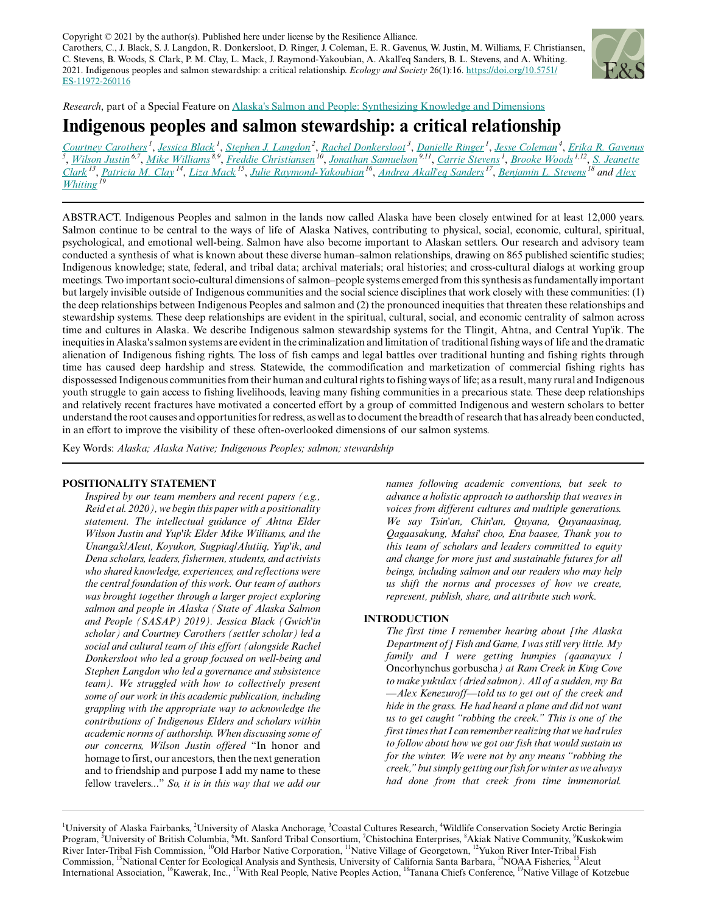Copyright © 2021 by the author(s). Published here under license by the Resilience Alliance.
Carothers, C., J. Black, S. J. Langdon, R. Donkersloot, D. Ringer, J. Coleman, E. R. Gavenus, W. Justin, M. Williams, F. Christiansen, C. Stevens, B. Woods, S. Clark, P. M. Clay, L. Mack, J. Raymond-Yakoubian, A. Akall'eq Sanders, B. L. Stevens, and A. Whiting. 2021. Indigenous peoples and salmon stewardship: a critical relationship. *Ecology and Society* 26(1):16. https://doi.org/10.5751/ES-11972-260116

*Research*, part of a Special Feature on Alaska's Salmon and People: Synthesizing Knowledge and Dimensions

# Indigenous peoples and salmon stewardship: a critical relationship

Courtney Carothers[1], Jessica Black[1], Stephen J. Langdon[2], Rachel Donkersloot[3], Danielle Ringer[1], Jesse Coleman[4], Erika R. Gavenus[5], Wilson Justin[6,7], Mike Williams[8,9], Freddie Christiansen[10], Jonathan Samuelson[9,11], Carrie Stevens[1], Brooke Woods[1,12], S. Jeanette Clark[13], Patricia M. Clay[14], Liza Mack[15], Julie Raymond-Yakoubian[16], Andrea Akall'eq Sanders[17], Benjamin L. Stevens[18] and Alex Whiting[19]

ABSTRACT. Indigenous Peoples and salmon in the lands now called Alaska have been closely entwined for at least 12,000 years. Salmon continue to be central to the ways of life of Alaska Natives, contributing to physical, social, economic, cultural, spiritual, psychological, and emotional well-being. Salmon have also become important to Alaskan settlers. Our research and advisory team conducted a synthesis of what is known about these diverse human–salmon relationships, drawing on 865 published scientific studies; Indigenous knowledge; state, federal, and tribal data; archival materials; oral histories; and cross-cultural dialogs at working group meetings. Two important socio-cultural dimensions of salmon–people systems emerged from this synthesis as fundamentally important but largely invisible outside of Indigenous communities and the social science disciplines that work closely with these communities: (1) the deep relationships between Indigenous Peoples and salmon and (2) the pronounced inequities that threaten these relationships and stewardship systems. These deep relationships are evident in the spiritual, cultural, social, and economic centrality of salmon across time and cultures in Alaska. We describe Indigenous salmon stewardship systems for the Tlingit, Ahtna, and Central Yup'ik. The inequities in Alaska's salmon systems are evident in the criminalization and limitation of traditional fishing ways of life and the dramatic alienation of Indigenous fishing rights. The loss of fish camps and legal battles over traditional hunting and fishing rights through time has caused deep hardship and stress. Statewide, the commodification and marketization of commercial fishing rights has dispossessed Indigenous communities from their human and cultural rights to fishing ways of life; as a result, many rural and Indigenous youth struggle to gain access to fishing livelihoods, leaving many fishing communities in a precarious state. These deep relationships and relatively recent fractures have motivated a concerted effort by a group of committed Indigenous and western scholars to better understand the root causes and opportunities for redress, as well as to document the breadth of research that has already been conducted, in an effort to improve the visibility of these often-overlooked dimensions of our salmon systems.

Key Words: *Alaska; Alaska Native; Indigenous Peoples; salmon; stewardship*

## POSITIONALITY STATEMENT

*Inspired by our team members and recent papers (e.g., Reid et al. 2020), we begin this paper with a positionality statement. The intellectual guidance of Ahtna Elder Wilson Justin and Yup'ik Elder Mike Williams, and the Unangax̂/Aleut, Koyukon, Sugpiaq/Alutiiq, Yup'ik, and Dena scholars, leaders, fishermen, students, and activists who shared knowledge, experiences, and reflections were the central foundation of this work. Our team of authors was brought together through a larger project exploring salmon and people in Alaska (State of Alaska Salmon and People (SASAP) 2019). Jessica Black (Gwich'in scholar) and Courtney Carothers (settler scholar) led a social and cultural team of this effort (alongside Rachel Donkersloot who led a group focused on well-being and Stephen Langdon who led a governance and subsistence team). We struggled with how to collectively present some of our work in this academic publication, including grappling with the appropriate way to acknowledge the contributions of Indigenous Elders and scholars within academic norms of authorship. When discussing some of our concerns, Wilson Justin offered* "In honor and homage to first, our ancestors, then the next generation and to friendship and purpose I add my name to these fellow travelers..." *So, it is in this way that we add our names following academic conventions, but seek to advance a holistic approach to authorship that weaves in voices from different cultures and multiple generations. We say Tsin'an, Chin'an, Quyana, Quyanaasinaq, Qagaasakung, Mahsi' choo, Ena baasee, Thank you to this team of scholars and leaders committed to equity and change for more just and sustainable futures for all beings, including salmon and our readers who may help us shift the norms and processes of how we create, represent, publish, share, and attribute such work.*

## INTRODUCTION

*The first time I remember hearing about [the Alaska Department of] Fish and Game, I was still very little. My family and I were getting humpies (qaanayux /* Oncorhynchus gorbuscha*) at Ram Creek in King Cove to make yukulax (dried salmon). All of a sudden, my Ba —Alex Kenezuroff—told us to get out of the creek and hide in the grass. He had heard a plane and did not want us to get caught "robbing the creek." This is one of the first times that I can remember realizing that we had rules to follow about how we got our fish that would sustain us for the winter. We were not by any means "robbing the creek," but simply getting our fish for winter as we always had done from that creek from time immemorial.*

[1]University of Alaska Fairbanks, [2]University of Alaska Anchorage, [3]Coastal Cultures Research, [4]Wildlife Conservation Society Arctic Beringia Program, [5]University of British Columbia, [6]Mt. Sanford Tribal Consortium, [7]Chistochina Enterprises, [8]Akiak Native Community, [9]Kuskokwim River Inter-Tribal Fish Commission, [10]Old Harbor Native Corporation, [11]Native Village of Georgetown, [12]Yukon River Inter-Tribal Fish Commission, [13]National Center for Ecological Analysis and Synthesis, University of California Santa Barbara, [14]NOAA Fisheries, [15]Aleut International Association, [16]Kawerak, Inc., [17]With Real People, Native Peoples Action, [18]Tanana Chiefs Conference, [19]Native Village of Kotzebue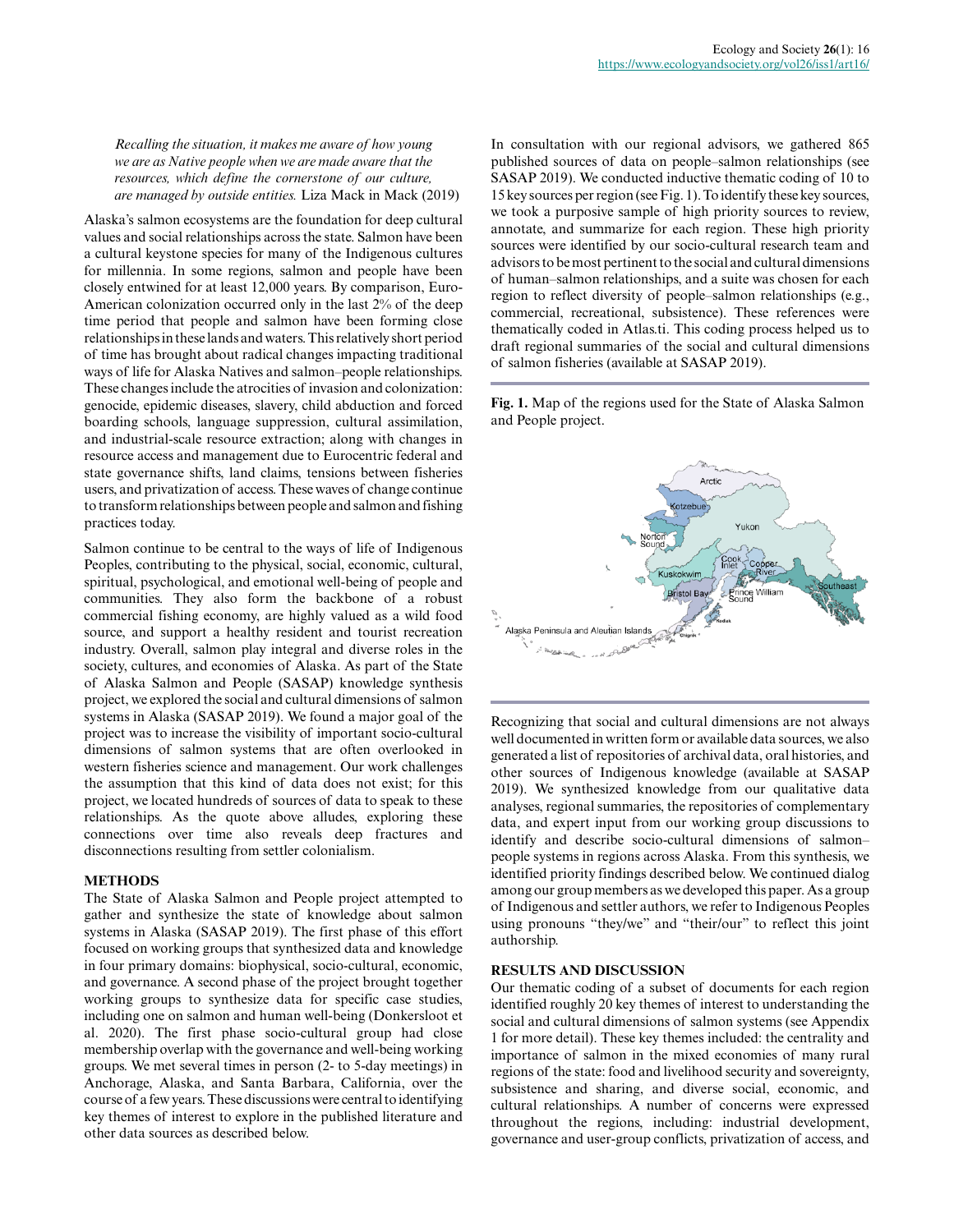*Recalling the situation, it makes me aware of how young we are as Native people when we are made aware that the resources, which define the cornerstone of our culture, are managed by outside entities.* Liza Mack in Mack (2019)

Alaska's salmon ecosystems are the foundation for deep cultural values and social relationships across the state. Salmon have been a cultural keystone species for many of the Indigenous cultures for millennia. In some regions, salmon and people have been closely entwined for at least 12,000 years. By comparison, Euro-American colonization occurred only in the last 2% of the deep time period that people and salmon have been forming close relationships in these lands and waters. This relatively short period of time has brought about radical changes impacting traditional ways of life for Alaska Natives and salmon–people relationships. These changes include the atrocities of invasion and colonization: genocide, epidemic diseases, slavery, child abduction and forced boarding schools, language suppression, cultural assimilation, and industrial-scale resource extraction; along with changes in resource access and management due to Eurocentric federal and state governance shifts, land claims, tensions between fisheries users, and privatization of access. These waves of change continue to transform relationships between people and salmon and fishing practices today.

Salmon continue to be central to the ways of life of Indigenous Peoples, contributing to the physical, social, economic, cultural, spiritual, psychological, and emotional well-being of people and communities. They also form the backbone of a robust commercial fishing economy, are highly valued as a wild food source, and support a healthy resident and tourist recreation industry. Overall, salmon play integral and diverse roles in the society, cultures, and economies of Alaska. As part of the State of Alaska Salmon and People (SASAP) knowledge synthesis project, we explored the social and cultural dimensions of salmon systems in Alaska (SASAP 2019). We found a major goal of the project was to increase the visibility of important socio-cultural dimensions of salmon systems that are often overlooked in western fisheries science and management. Our work challenges the assumption that this kind of data does not exist; for this project, we located hundreds of sources of data to speak to these relationships. As the quote above alludes, exploring these connections over time also reveals deep fractures and disconnections resulting from settler colonialism.

## METHODS

The State of Alaska Salmon and People project attempted to gather and synthesize the state of knowledge about salmon systems in Alaska (SASAP 2019). The first phase of this effort focused on working groups that synthesized data and knowledge in four primary domains: biophysical, socio-cultural, economic, and governance. A second phase of the project brought together working groups to synthesize data for specific case studies, including one on salmon and human well-being (Donkersloot et al. 2020). The first phase socio-cultural group had close membership overlap with the governance and well-being working groups. We met several times in person (2- to 5-day meetings) in Anchorage, Alaska, and Santa Barbara, California, over the course of a few years. These discussions were central to identifying key themes of interest to explore in the published literature and other data sources as described below.

In consultation with our regional advisors, we gathered 865 published sources of data on people–salmon relationships (see SASAP 2019). We conducted inductive thematic coding of 10 to 15 key sources per region (see Fig. 1). To identify these key sources, we took a purposive sample of high priority sources to review, annotate, and summarize for each region. These high priority sources were identified by our socio-cultural research team and advisors to be most pertinent to the social and cultural dimensions of human–salmon relationships, and a suite was chosen for each region to reflect diversity of people–salmon relationships (e.g., commercial, recreational, subsistence). These references were thematically coded in Atlas.ti. This coding process helped us to draft regional summaries of the social and cultural dimensions of salmon fisheries (available at SASAP 2019).

**Fig. 1.** Map of the regions used for the State of Alaska Salmon and People project.

Recognizing that social and cultural dimensions are not always well documented in written form or available data sources, we also generated a list of repositories of archival data, oral histories, and other sources of Indigenous knowledge (available at SASAP 2019). We synthesized knowledge from our qualitative data analyses, regional summaries, the repositories of complementary data, and expert input from our working group discussions to identify and describe socio-cultural dimensions of salmon–people systems in regions across Alaska. From this synthesis, we identified priority findings described below. We continued dialog among our group members as we developed this paper. As a group of Indigenous and settler authors, we refer to Indigenous Peoples using pronouns "they/we" and "their/our" to reflect this joint authorship.

## RESULTS AND DISCUSSION

Our thematic coding of a subset of documents for each region identified roughly 20 key themes of interest to understanding the social and cultural dimensions of salmon systems (see Appendix 1 for more detail). These key themes included: the centrality and importance of salmon in the mixed economies of many rural regions of the state: food and livelihood security and sovereignty, subsistence and sharing, and diverse social, economic, and cultural relationships. A number of concerns were expressed throughout the regions, including: industrial development, governance and user-group conflicts, privatization of access, and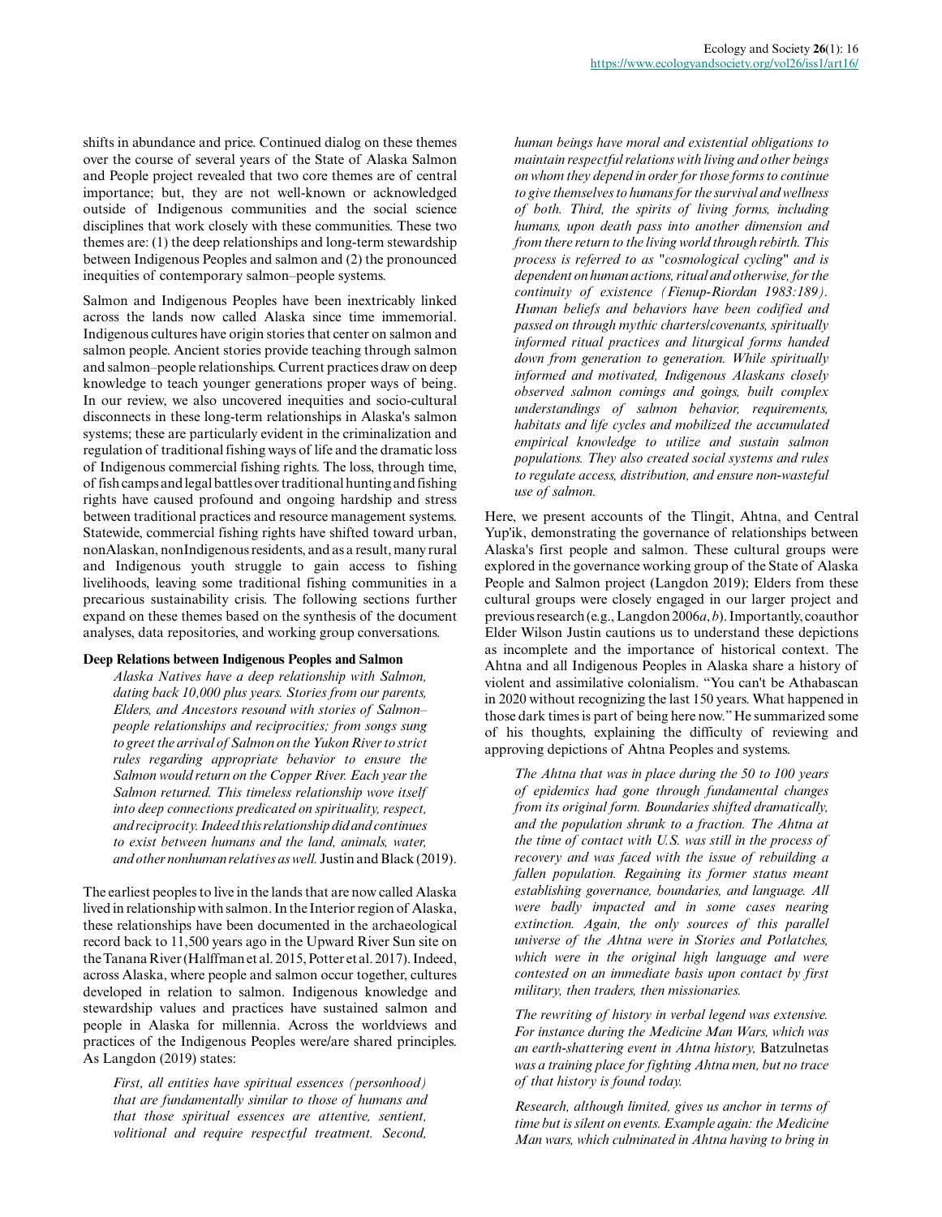shifts in abundance and price. Continued dialog on these themes over the course of several years of the State of Alaska Salmon and People project revealed that two core themes are of central importance; but, they are not well-known or acknowledged outside of Indigenous communities and the social science disciplines that work closely with these communities. These two themes are: (1) the deep relationships and long-term stewardship between Indigenous Peoples and salmon and (2) the pronounced inequities of contemporary salmon–people systems.

Salmon and Indigenous Peoples have been inextricably linked across the lands now called Alaska since time immemorial. Indigenous cultures have origin stories that center on salmon and salmon people. Ancient stories provide teaching through salmon and salmon–people relationships. Current practices draw on deep knowledge to teach younger generations proper ways of being. In our review, we also uncovered inequities and socio-cultural disconnects in these long-term relationships in Alaska's salmon systems; these are particularly evident in the criminalization and regulation of traditional fishing ways of life and the dramatic loss of Indigenous commercial fishing rights. The loss, through time, of fish camps and legal battles over traditional hunting and fishing rights have caused profound and ongoing hardship and stress between traditional practices and resource management systems. Statewide, commercial fishing rights have shifted toward urban, nonAlaskan, nonIndigenous residents, and as a result, many rural and Indigenous youth struggle to gain access to fishing livelihoods, leaving some traditional fishing communities in a precarious sustainability crisis. The following sections further expand on these themes based on the synthesis of the document analyses, data repositories, and working group conversations.

### Deep Relations between Indigenous Peoples and Salmon

> *Alaska Natives have a deep relationship with Salmon, dating back 10,000 plus years. Stories from our parents, Elders, and Ancestors resound with stories of Salmon–people relationships and reciprocities; from songs sung to greet the arrival of Salmon on the Yukon River to strict rules regarding appropriate behavior to ensure the Salmon would return on the Copper River. Each year the Salmon returned. This timeless relationship wove itself into deep connections predicated on spirituality, respect, and reciprocity. Indeed this relationship did and continues to exist between humans and the land, animals, water, and other nonhuman relatives as well.* Justin and Black (2019).

The earliest peoples to live in the lands that are now called Alaska lived in relationship with salmon. In the Interior region of Alaska, these relationships have been documented in the archaeological record back to 11,500 years ago in the Upward River Sun site on the Tanana River (Halffman et al. 2015, Potter et al. 2017). Indeed, across Alaska, where people and salmon occur together, cultures developed in relation to salmon. Indigenous knowledge and stewardship values and practices have sustained salmon and people in Alaska for millennia. Across the worldviews and practices of the Indigenous Peoples were/are shared principles. As Langdon (2019) states:

> *First, all entities have spiritual essences (personhood) that are fundamentally similar to those of humans and that those spiritual essences are attentive, sentient, volitional and require respectful treatment. Second, human beings have moral and existential obligations to maintain respectful relations with living and other beings on whom they depend in order for those forms to continue to give themselves to humans for the survival and wellness of both. Third, the spirits of living forms, including humans, upon death pass into another dimension and from there return to the living world through rebirth. This process is referred to as "cosmological cycling" and is dependent on human actions, ritual and otherwise, for the continuity of existence (Fienup-Riordan 1983:189). Human beliefs and behaviors have been codified and passed on through mythic charters/covenants, spiritually informed ritual practices and liturgical forms handed down from generation to generation. While spiritually informed and motivated, Indigenous Alaskans closely observed salmon comings and goings, built complex understandings of salmon behavior, requirements, habitats and life cycles and mobilized the accumulated empirical knowledge to utilize and sustain salmon populations. They also created social systems and rules to regulate access, distribution, and ensure non-wasteful use of salmon.*

Here, we present accounts of the Tlingit, Ahtna, and Central Yup'ik, demonstrating the governance of relationships between Alaska's first people and salmon. These cultural groups were explored in the governance working group of the State of Alaska People and Salmon project (Langdon 2019); Elders from these cultural groups were closely engaged in our larger project and previous research (e.g., Langdon 2006*a*, *b*). Importantly, coauthor Elder Wilson Justin cautions us to understand these depictions as incomplete and the importance of historical context. The Ahtna and all Indigenous Peoples in Alaska share a history of violent and assimilative colonialism. "You can't be Athabascan in 2020 without recognizing the last 150 years. What happened in those dark times is part of being here now." He summarized some of his thoughts, explaining the difficulty of reviewing and approving depictions of Ahtna Peoples and systems.

> *The Ahtna that was in place during the 50 to 100 years of epidemics had gone through fundamental changes from its original form. Boundaries shifted dramatically, and the population shrunk to a fraction. The Ahtna at the time of contact with U.S. was still in the process of recovery and was faced with the issue of rebuilding a fallen population. Regaining its former status meant establishing governance, boundaries, and language. All were badly impacted and in some cases nearing extinction. Again, the only sources of this parallel universe of the Ahtna were in Stories and Potlatches, which were in the original high language and were contested on an immediate basis upon contact by first military, then traders, then missionaries.*
>
> *The rewriting of history in verbal legend was extensive. For instance during the Medicine Man Wars, which was an earth-shattering event in Ahtna history,* Batzulnetas *was a training place for fighting Ahtna men, but no trace of that history is found today.*
>
> *Research, although limited, gives us anchor in terms of time but is silent on events. Example again: the Medicine Man wars, which culminated in Ahtna having to bring in*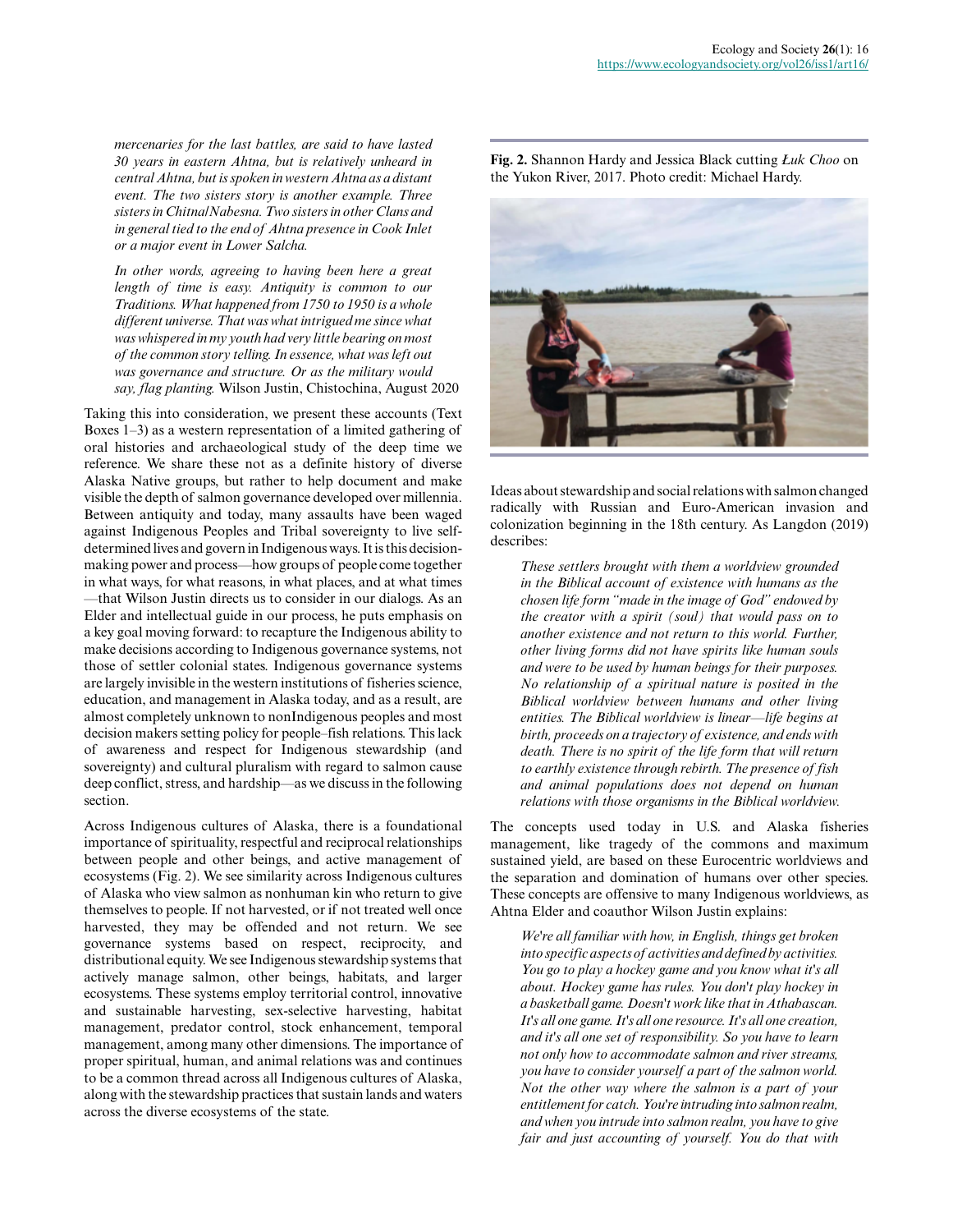*mercenaries for the last battles, are said to have lasted 30 years in eastern Ahtna, but is relatively unheard in central Ahtna, but is spoken in western Ahtna as a distant event. The two sisters story is another example. Three sisters in Chitna/Nabesna. Two sisters in other Clans and in general tied to the end of Ahtna presence in Cook Inlet or a major event in Lower Salcha.*

*In other words, agreeing to having been here a great length of time is easy. Antiquity is common to our Traditions. What happened from 1750 to 1950 is a whole different universe. That was what intrigued me since what was whispered in my youth had very little bearing on most of the common story telling. In essence, what was left out was governance and structure. Or as the military would say, flag planting.* Wilson Justin, Chistochina, August 2020

Taking this into consideration, we present these accounts (Text Boxes 1–3) as a western representation of a limited gathering of oral histories and archaeological study of the deep time we reference. We share these not as a definite history of diverse Alaska Native groups, but rather to help document and make visible the depth of salmon governance developed over millennia. Between antiquity and today, many assaults have been waged against Indigenous Peoples and Tribal sovereignty to live self-determined lives and govern in Indigenous ways. It is this decision-making power and process—how groups of people come together in what ways, for what reasons, in what places, and at what times—that Wilson Justin directs us to consider in our dialogs. As an Elder and intellectual guide in our process, he puts emphasis on a key goal moving forward: to recapture the Indigenous ability to make decisions according to Indigenous governance systems, not those of settler colonial states. Indigenous governance systems are largely invisible in the western institutions of fisheries science, education, and management in Alaska today, and as a result, are almost completely unknown to nonIndigenous peoples and most decision makers setting policy for people–fish relations. This lack of awareness and respect for Indigenous stewardship (and sovereignty) and cultural pluralism with regard to salmon cause deep conflict, stress, and hardship—as we discuss in the following section.

Across Indigenous cultures of Alaska, there is a foundational importance of spirituality, respectful and reciprocal relationships between people and other beings, and active management of ecosystems (Fig. 2). We see similarity across Indigenous cultures of Alaska who view salmon as nonhuman kin who return to give themselves to people. If not harvested, or if not treated well once harvested, they may be offended and not return. We see governance systems based on respect, reciprocity, and distributional equity. We see Indigenous stewardship systems that actively manage salmon, other beings, habitats, and larger ecosystems. These systems employ territorial control, innovative and sustainable harvesting, sex-selective harvesting, habitat management, predator control, stock enhancement, temporal management, among many other dimensions. The importance of proper spiritual, human, and animal relations was and continues to be a common thread across all Indigenous cultures of Alaska, along with the stewardship practices that sustain lands and waters across the diverse ecosystems of the state.

**Fig. 2.** Shannon Hardy and Jessica Black cutting *Łuk Choo* on the Yukon River, 2017. Photo credit: Michael Hardy.

Ideas about stewardship and social relations with salmon changed radically with Russian and Euro-American invasion and colonization beginning in the 18th century. As Langdon (2019) describes:

*These settlers brought with them a worldview grounded in the Biblical account of existence with humans as the chosen life form "made in the image of God" endowed by the creator with a spirit (soul) that would pass on to another existence and not return to this world. Further, other living forms did not have spirits like human souls and were to be used by human beings for their purposes. No relationship of a spiritual nature is posited in the Biblical worldview between humans and other living entities. The Biblical worldview is linear—life begins at birth, proceeds on a trajectory of existence, and ends with death. There is no spirit of the life form that will return to earthly existence through rebirth. The presence of fish and animal populations does not depend on human relations with those organisms in the Biblical worldview.*

The concepts used today in U.S. and Alaska fisheries management, like tragedy of the commons and maximum sustained yield, are based on these Eurocentric worldviews and the separation and domination of humans over other species. These concepts are offensive to many Indigenous worldviews, as Ahtna Elder and coauthor Wilson Justin explains:

*We're all familiar with how, in English, things get broken into specific aspects of activities and defined by activities. You go to play a hockey game and you know what it's all about. Hockey game has rules. You don't play hockey in a basketball game. Doesn't work like that in Athabascan. It's all one game. It's all one resource. It's all one creation, and it's all one set of responsibility. So you have to learn not only how to accommodate salmon and river streams, you have to consider yourself a part of the salmon world. Not the other way where the salmon is a part of your entitlement for catch. You're intruding into salmon realm, and when you intrude into salmon realm, you have to give fair and just accounting of yourself. You do that with*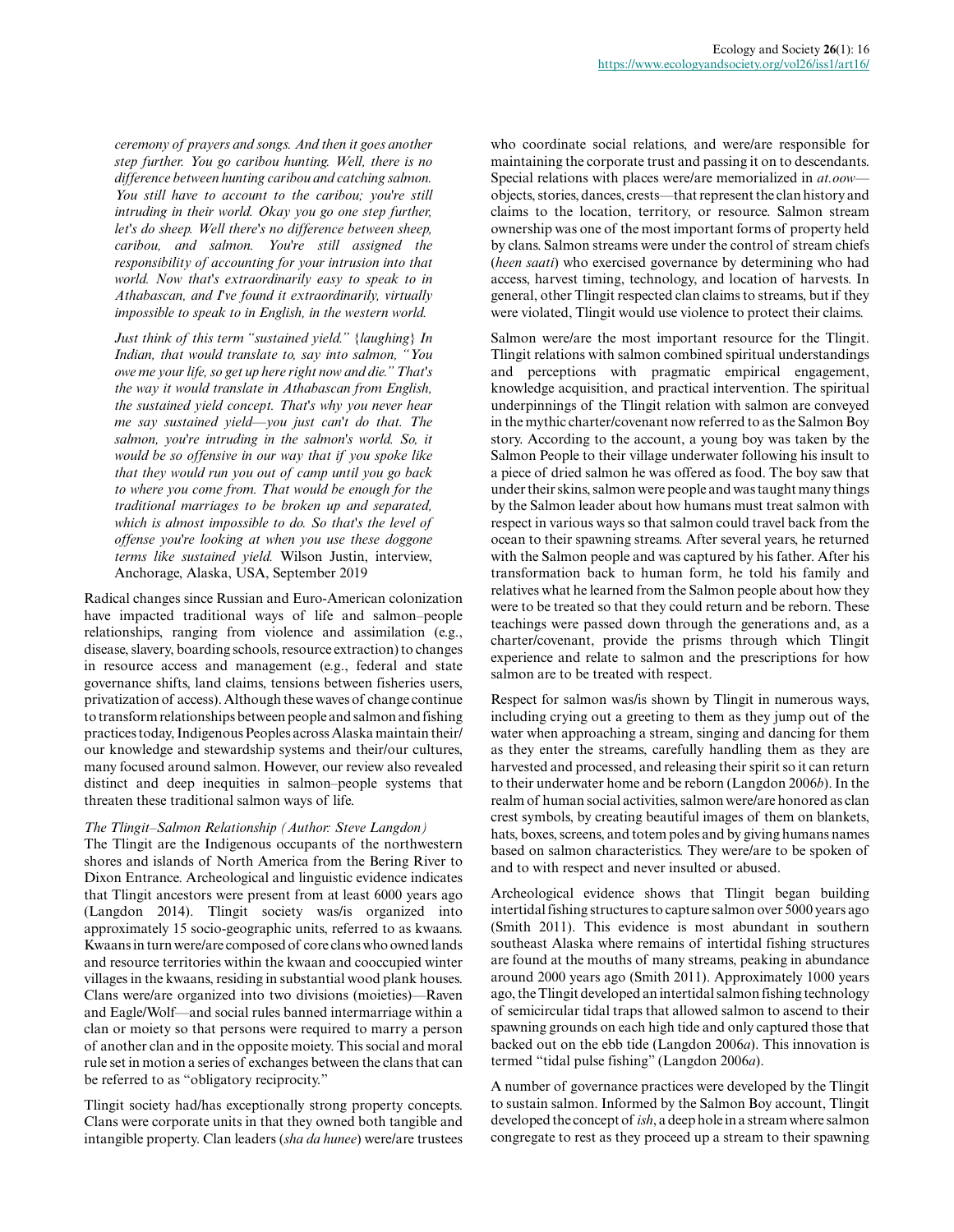*ceremony of prayers and songs. And then it goes another step further. You go caribou hunting. Well, there is no difference between hunting caribou and catching salmon. You still have to account to the caribou; you're still intruding in their world. Okay you go one step further, let's do sheep. Well there's no difference between sheep, caribou, and salmon. You're still assigned the responsibility of accounting for your intrusion into that world. Now that's extraordinarily easy to speak to in Athabascan, and I've found it extraordinarily, virtually impossible to speak to in English, in the western world.*

*Just think of this term "sustained yield."* {*laughing*} *In Indian, that would translate to, say into salmon, "You owe me your life, so get up here right now and die." That's the way it would translate in Athabascan from English, the sustained yield concept. That's why you never hear me say sustained yield—you just can't do that. The salmon, you're intruding in the salmon's world. So, it would be so offensive in our way that if you spoke like that they would run you out of camp until you go back to where you come from. That would be enough for the traditional marriages to be broken up and separated, which is almost impossible to do. So that's the level of offense you're looking at when you use these doggone terms like sustained yield.* Wilson Justin, interview, Anchorage, Alaska, USA, September 2019

Radical changes since Russian and Euro-American colonization have impacted traditional ways of life and salmon–people relationships, ranging from violence and assimilation (e.g., disease, slavery, boarding schools, resource extraction) to changes in resource access and management (e.g., federal and state governance shifts, land claims, tensions between fisheries users, privatization of access). Although these waves of change continue to transform relationships between people and salmon and fishing practices today, Indigenous Peoples across Alaska maintain their/our knowledge and stewardship systems and their/our cultures, many focused around salmon. However, our review also revealed distinct and deep inequities in salmon–people systems that threaten these traditional salmon ways of life.

### *The Tlingit–Salmon Relationship (Author: Steve Langdon)*

The Tlingit are the Indigenous occupants of the northwestern shores and islands of North America from the Bering River to Dixon Entrance. Archeological and linguistic evidence indicates that Tlingit ancestors were present from at least 6000 years ago (Langdon 2014). Tlingit society was/is organized into approximately 15 socio-geographic units, referred to as kwaans. Kwaans in turn were/are composed of core clans who owned lands and resource territories within the kwaan and cooccupied winter villages in the kwaans, residing in substantial wood plank houses. Clans were/are organized into two divisions (moieties)—Raven and Eagle/Wolf—and social rules banned intermarriage within a clan or moiety so that persons were required to marry a person of another clan and in the opposite moiety. This social and moral rule set in motion a series of exchanges between the clans that can be referred to as "obligatory reciprocity."

Tlingit society had/has exceptionally strong property concepts. Clans were corporate units in that they owned both tangible and intangible property. Clan leaders (*sha da hunee*) were/are trustees who coordinate social relations, and were/are responsible for maintaining the corporate trust and passing it on to descendants. Special relations with places were/are memorialized in *at.oow*—objects, stories, dances, crests—that represent the clan history and claims to the location, territory, or resource. Salmon stream ownership was one of the most important forms of property held by clans. Salmon streams were under the control of stream chiefs (*heen saati*) who exercised governance by determining who had access, harvest timing, technology, and location of harvests. In general, other Tlingit respected clan claims to streams, but if they were violated, Tlingit would use violence to protect their claims.

Salmon were/are the most important resource for the Tlingit. Tlingit relations with salmon combined spiritual understandings and perceptions with pragmatic empirical engagement, knowledge acquisition, and practical intervention. The spiritual underpinnings of the Tlingit relation with salmon are conveyed in the mythic charter/covenant now referred to as the Salmon Boy story. According to the account, a young boy was taken by the Salmon People to their village underwater following his insult to a piece of dried salmon he was offered as food. The boy saw that under their skins, salmon were people and was taught many things by the Salmon leader about how humans must treat salmon with respect in various ways so that salmon could travel back from the ocean to their spawning streams. After several years, he returned with the Salmon people and was captured by his father. After his transformation back to human form, he told his family and relatives what he learned from the Salmon people about how they were to be treated so that they could return and be reborn. These teachings were passed down through the generations and, as a charter/covenant, provide the prisms through which Tlingit experience and relate to salmon and the prescriptions for how salmon are to be treated with respect.

Respect for salmon was/is shown by Tlingit in numerous ways, including crying out a greeting to them as they jump out of the water when approaching a stream, singing and dancing for them as they enter the streams, carefully handling them as they are harvested and processed, and releasing their spirit so it can return to their underwater home and be reborn (Langdon 2006*b*). In the realm of human social activities, salmon were/are honored as clan crest symbols, by creating beautiful images of them on blankets, hats, boxes, screens, and totem poles and by giving humans names based on salmon characteristics. They were/are to be spoken of and to with respect and never insulted or abused.

Archeological evidence shows that Tlingit began building intertidal fishing structures to capture salmon over 5000 years ago (Smith 2011). This evidence is most abundant in southern southeast Alaska where remains of intertidal fishing structures are found at the mouths of many streams, peaking in abundance around 2000 years ago (Smith 2011). Approximately 1000 years ago, the Tlingit developed an intertidal salmon fishing technology of semicircular tidal traps that allowed salmon to ascend to their spawning grounds on each high tide and only captured those that backed out on the ebb tide (Langdon 2006*a*). This innovation is termed "tidal pulse fishing" (Langdon 2006*a*).

A number of governance practices were developed by the Tlingit to sustain salmon. Informed by the Salmon Boy account, Tlingit developed the concept of *ish*, a deep hole in a stream where salmon congregate to rest as they proceed up a stream to their spawning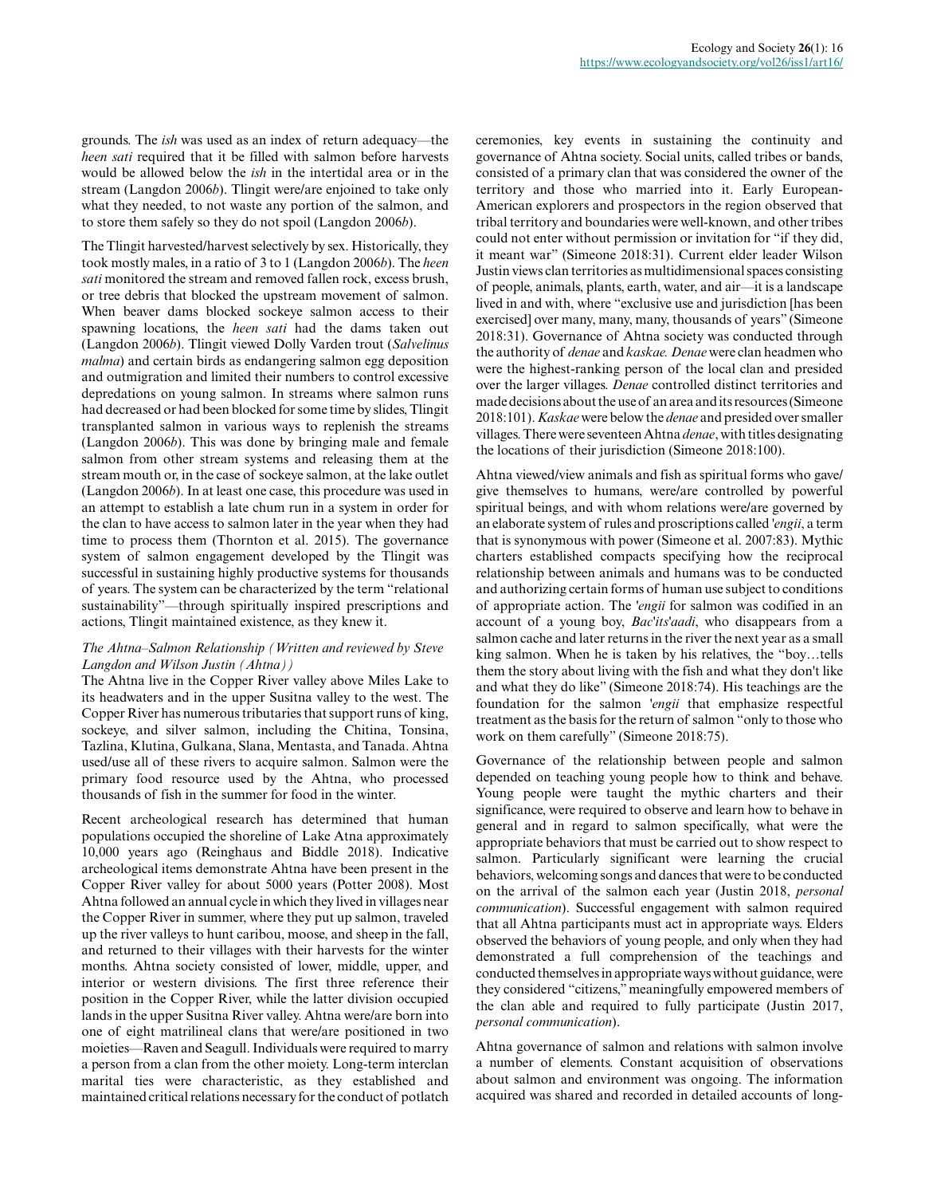grounds. The *ish* was used as an index of return adequacy—the *heen sati* required that it be filled with salmon before harvests would be allowed below the *ish* in the intertidal area or in the stream (Langdon 2006*b*). Tlingit were/are enjoined to take only what they needed, to not waste any portion of the salmon, and to store them safely so they do not spoil (Langdon 2006*b*).

The Tlingit harvested/harvest selectively by sex. Historically, they took mostly males, in a ratio of 3 to 1 (Langdon 2006*b*). The *heen sati* monitored the stream and removed fallen rock, excess brush, or tree debris that blocked the upstream movement of salmon. When beaver dams blocked sockeye salmon access to their spawning locations, the *heen sati* had the dams taken out (Langdon 2006*b*). Tlingit viewed Dolly Varden trout (*Salvelinus malma*) and certain birds as endangering salmon egg deposition and outmigration and limited their numbers to control excessive depredations on young salmon. In streams where salmon runs had decreased or had been blocked for some time by slides, Tlingit transplanted salmon in various ways to replenish the streams (Langdon 2006*b*). This was done by bringing male and female salmon from other stream systems and releasing them at the stream mouth or, in the case of sockeye salmon, at the lake outlet (Langdon 2006*b*). In at least one case, this procedure was used in an attempt to establish a late chum run in a system in order for the clan to have access to salmon later in the year when they had time to process them (Thornton et al. 2015). The governance system of salmon engagement developed by the Tlingit was successful in sustaining highly productive systems for thousands of years. The system can be characterized by the term "relational sustainability"—through spiritually inspired prescriptions and actions, Tlingit maintained existence, as they knew it.

### *The Ahtna–Salmon Relationship (Written and reviewed by Steve Langdon and Wilson Justin (Ahtna))*

The Ahtna live in the Copper River valley above Miles Lake to its headwaters and in the upper Susitna valley to the west. The Copper River has numerous tributaries that support runs of king, sockeye, and silver salmon, including the Chitina, Tonsina, Tazlina, Klutina, Gulkana, Slana, Mentasta, and Tanada. Ahtna used/use all of these rivers to acquire salmon. Salmon were the primary food resource used by the Ahtna, who processed thousands of fish in the summer for food in the winter.

Recent archeological research has determined that human populations occupied the shoreline of Lake Atna approximately 10,000 years ago (Reinghaus and Biddle 2018). Indicative archeological items demonstrate Ahtna have been present in the Copper River valley for about 5000 years (Potter 2008). Most Ahtna followed an annual cycle in which they lived in villages near the Copper River in summer, where they put up salmon, traveled up the river valleys to hunt caribou, moose, and sheep in the fall, and returned to their villages with their harvests for the winter months. Ahtna society consisted of lower, middle, upper, and interior or western divisions. The first three reference their position in the Copper River, while the latter division occupied lands in the upper Susitna River valley. Ahtna were/are born into one of eight matrilineal clans that were/are positioned in two moieties—Raven and Seagull. Individuals were required to marry a person from a clan from the other moiety. Long-term interclan marital ties were characteristic, as they established and maintained critical relations necessary for the conduct of potlatch ceremonies, key events in sustaining the continuity and governance of Ahtna society. Social units, called tribes or bands, consisted of a primary clan that was considered the owner of the territory and those who married into it. Early European-American explorers and prospectors in the region observed that tribal territory and boundaries were well-known, and other tribes could not enter without permission or invitation for "if they did, it meant war" (Simeone 2018:31). Current elder leader Wilson Justin views clan territories as multidimensional spaces consisting of people, animals, plants, earth, water, and air—it is a landscape lived in and with, where "exclusive use and jurisdiction [has been exercised] over many, many, many, thousands of years" (Simeone 2018:31). Governance of Ahtna society was conducted through the authority of *denae* and *kaskae. Denae* were clan headmen who were the highest-ranking person of the local clan and presided over the larger villages. *Denae* controlled distinct territories and made decisions about the use of an area and its resources (Simeone 2018:101). *Kaskae* were below the *denae* and presided over smaller villages. There were seventeen Ahtna *denae*, with titles designating the locations of their jurisdiction (Simeone 2018:100).

Ahtna viewed/view animals and fish as spiritual forms who gave/give themselves to humans, were/are controlled by powerful spiritual beings, and with whom relations were/are governed by an elaborate system of rules and proscriptions called '*engii*, a term that is synonymous with power (Simeone et al. 2007:83). Mythic charters established compacts specifying how the reciprocal relationship between animals and humans was to be conducted and authorizing certain forms of human use subject to conditions of appropriate action. The '*engii* for salmon was codified in an account of a young boy, *Bac'its'aadi*, who disappears from a salmon cache and later returns in the river the next year as a small king salmon. When he is taken by his relatives, the "boy…tells them the story about living with the fish and what they don't like and what they do like" (Simeone 2018:74). His teachings are the foundation for the salmon '*engii* that emphasize respectful treatment as the basis for the return of salmon "only to those who work on them carefully" (Simeone 2018:75).

Governance of the relationship between people and salmon depended on teaching young people how to think and behave. Young people were taught the mythic charters and their significance, were required to observe and learn how to behave in general and in regard to salmon specifically, what were the appropriate behaviors that must be carried out to show respect to salmon. Particularly significant were learning the crucial behaviors, welcoming songs and dances that were to be conducted on the arrival of the salmon each year (Justin 2018, *personal communication*). Successful engagement with salmon required that all Ahtna participants must act in appropriate ways. Elders observed the behaviors of young people, and only when they had demonstrated a full comprehension of the teachings and conducted themselves in appropriate ways without guidance, were they considered "citizens," meaningfully empowered members of the clan able and required to fully participate (Justin 2017, *personal communication*).

Ahtna governance of salmon and relations with salmon involve a number of elements. Constant acquisition of observations about salmon and environment was ongoing. The information acquired was shared and recorded in detailed accounts of long-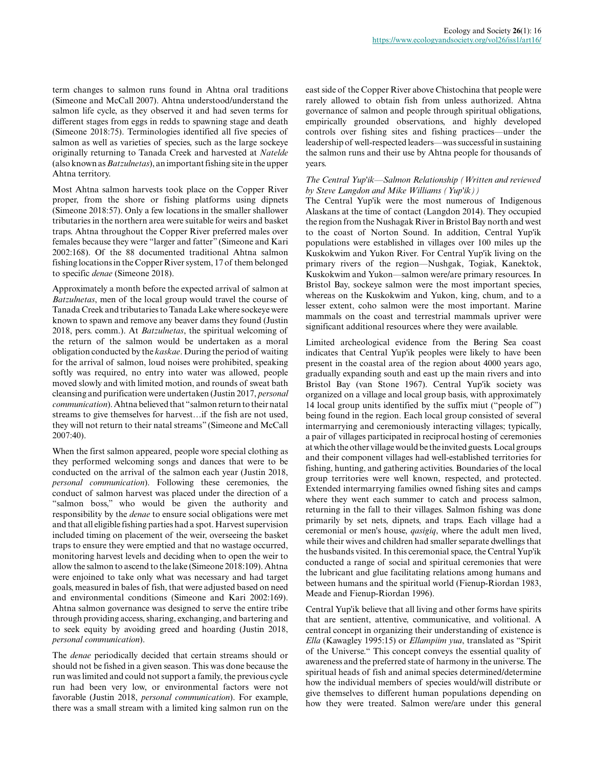term changes to salmon runs found in Ahtna oral traditions (Simeone and McCall 2007). Ahtna understood/understand the salmon life cycle, as they observed it and had seven terms for different stages from eggs in redds to spawning stage and death (Simeone 2018:75). Terminologies identified all five species of salmon as well as varieties of species, such as the large sockeye originally returning to Tanada Creek and harvested at *Natelde* (also known as *Batzulnetas*), an important fishing site in the upper Ahtna territory.

Most Ahtna salmon harvests took place on the Copper River proper, from the shore or fishing platforms using dipnets (Simeone 2018:57). Only a few locations in the smaller shallower tributaries in the northern area were suitable for weirs and basket traps. Ahtna throughout the Copper River preferred males over females because they were "larger and fatter" (Simeone and Kari 2002:168). Of the 88 documented traditional Ahtna salmon fishing locations in the Copper River system, 17 of them belonged to specific *denae* (Simeone 2018).

Approximately a month before the expected arrival of salmon at *Batzulnetas*, men of the local group would travel the course of Tanada Creek and tributaries to Tanada Lake where sockeye were known to spawn and remove any beaver dams they found (Justin 2018, pers. comm.). At *Batzulnetas*, the spiritual welcoming of the return of the salmon would be undertaken as a moral obligation conducted by the *kaskae*. During the period of waiting for the arrival of salmon, loud noises were prohibited, speaking softly was required, no entry into water was allowed, people moved slowly and with limited motion, and rounds of sweat bath cleansing and purification were undertaken (Justin 2017, *personal communication*). Ahtna believed that "salmon return to their natal streams to give themselves for harvest…if the fish are not used, they will not return to their natal streams" (Simeone and McCall 2007:40).

When the first salmon appeared, people wore special clothing as they performed welcoming songs and dances that were to be conducted on the arrival of the salmon each year (Justin 2018, *personal communication*). Following these ceremonies, the conduct of salmon harvest was placed under the direction of a "salmon boss," who would be given the authority and responsibility by the *denae* to ensure social obligations were met and that all eligible fishing parties had a spot. Harvest supervision included timing on placement of the weir, overseeing the basket traps to ensure they were emptied and that no wastage occurred, monitoring harvest levels and deciding when to open the weir to allow the salmon to ascend to the lake (Simeone 2018:109). Ahtna were enjoined to take only what was necessary and had target goals, measured in bales of fish, that were adjusted based on need and environmental conditions (Simeone and Kari 2002:169). Ahtna salmon governance was designed to serve the entire tribe through providing access, sharing, exchanging, and bartering and to seek equity by avoiding greed and hoarding (Justin 2018, *personal communication*).

The *denae* periodically decided that certain streams should or should not be fished in a given season. This was done because the run was limited and could not support a family, the previous cycle run had been very low, or environmental factors were not favorable (Justin 2018, *personal communication*). For example, there was a small stream with a limited king salmon run on the east side of the Copper River above Chistochina that people were rarely allowed to obtain fish from unless authorized. Ahtna governance of salmon and people through spiritual obligations, empirically grounded observations, and highly developed controls over fishing sites and fishing practices—under the leadership of well-respected leaders—was successful in sustaining the salmon runs and their use by Ahtna people for thousands of years.

### *The Central Yup'ik—Salmon Relationship (Written and reviewed by Steve Langdon and Mike Williams (Yup'ik))*

The Central Yup'ik were the most numerous of Indigenous Alaskans at the time of contact (Langdon 2014). They occupied the region from the Nushagak River in Bristol Bay north and west to the coast of Norton Sound. In addition, Central Yup'ik populations were established in villages over 100 miles up the Kuskokwim and Yukon River. For Central Yup'ik living on the primary rivers of the region—Nushgak, Togiak, Kanektok, Kuskokwim and Yukon—salmon were/are primary resources. In Bristol Bay, sockeye salmon were the most important species, whereas on the Kuskokwim and Yukon, king, chum, and to a lesser extent, coho salmon were the most important. Marine mammals on the coast and terrestrial mammals upriver were significant additional resources where they were available.

Limited archeological evidence from the Bering Sea coast indicates that Central Yup'ik peoples were likely to have been present in the coastal area of the region about 4000 years ago, gradually expanding south and east up the main rivers and into Bristol Bay (van Stone 1967). Central Yup'ik society was organized on a village and local group basis, with approximately 14 local group units identified by the suffix miut ("people of") being found in the region. Each local group consisted of several intermarrying and ceremoniously interacting villages; typically, a pair of villages participated in reciprocal hosting of ceremonies at which the other village would be the invited guests. Local groups and their component villages had well-established territories for fishing, hunting, and gathering activities. Boundaries of the local group territories were well known, respected, and protected. Extended intermarrying families owned fishing sites and camps where they went each summer to catch and process salmon, returning in the fall to their villages. Salmon fishing was done primarily by set nets, dipnets, and traps. Each village had a ceremonial or men's house, *qasigiq*, where the adult men lived, while their wives and children had smaller separate dwellings that the husbands visited. In this ceremonial space, the Central Yup'ik conducted a range of social and spiritual ceremonies that were the lubricant and glue facilitating relations among humans and between humans and the spiritual world (Fienup-Riordan 1983, Meade and Fienup-Riordan 1996).

Central Yup'ik believe that all living and other forms have spirits that are sentient, attentive, communicative, and volitional. A central concept in organizing their understanding of existence is *Ella* (Kawagley 1995:15) or *Ellampiim yua*, translated as "Spirit of the Universe." This concept conveys the essential quality of awareness and the preferred state of harmony in the universe. The spiritual heads of fish and animal species determined/determine how the individual members of species would/will distribute or give themselves to different human populations depending on how they were treated. Salmon were/are under this general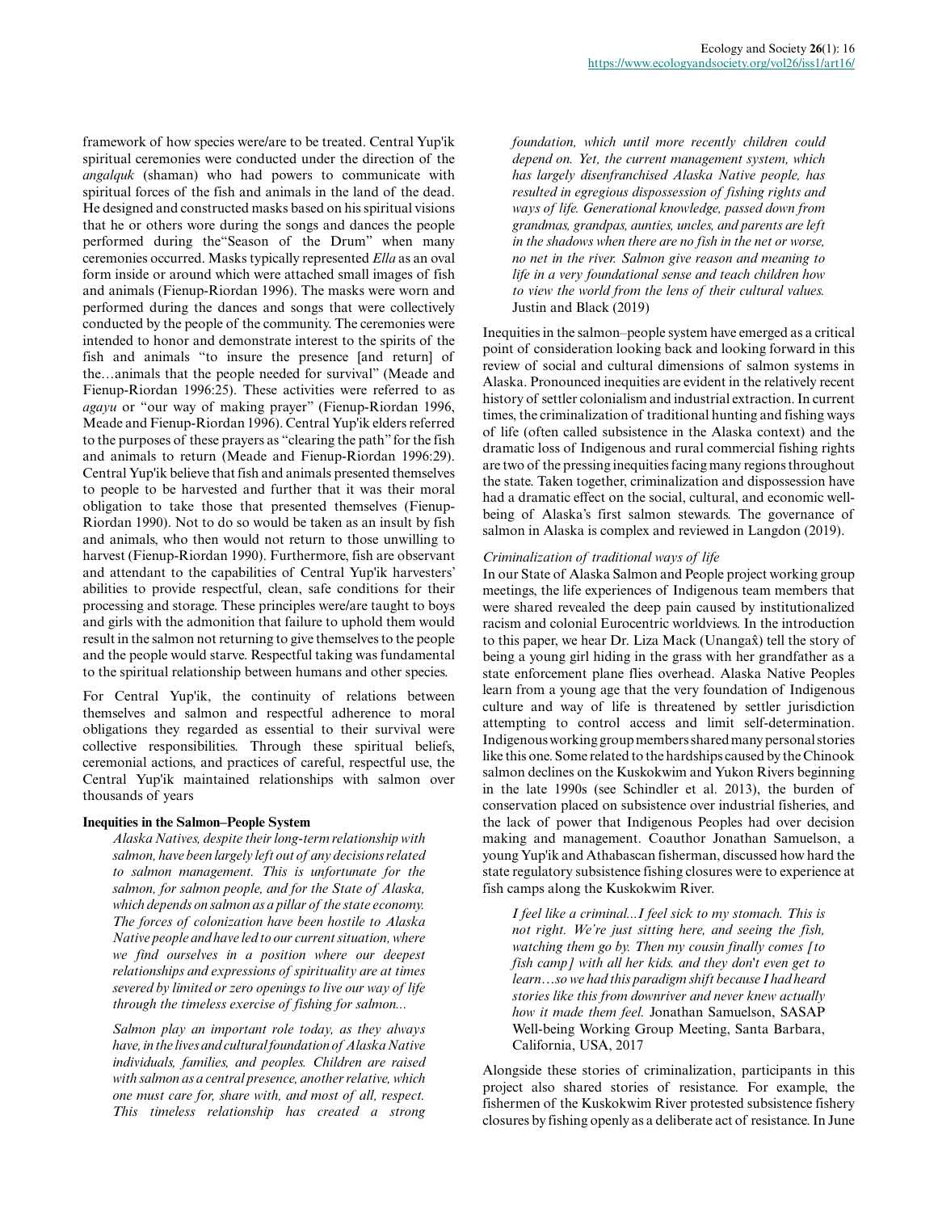framework of how species were/are to be treated. Central Yup'ik spiritual ceremonies were conducted under the direction of the *angalquk* (shaman) who had powers to communicate with spiritual forces of the fish and animals in the land of the dead. He designed and constructed masks based on his spiritual visions that he or others wore during the songs and dances the people performed during the"Season of the Drum" when many ceremonies occurred. Masks typically represented *Ella* as an oval form inside or around which were attached small images of fish and animals (Fienup-Riordan 1996). The masks were worn and performed during the dances and songs that were collectively conducted by the people of the community. The ceremonies were intended to honor and demonstrate interest to the spirits of the fish and animals "to insure the presence [and return] of the…animals that the people needed for survival" (Meade and Fienup-Riordan 1996:25). These activities were referred to as *agayu* or "our way of making prayer" (Fienup-Riordan 1996, Meade and Fienup-Riordan 1996). Central Yup'ik elders referred to the purposes of these prayers as "clearing the path" for the fish and animals to return (Meade and Fienup-Riordan 1996:29). Central Yup'ik believe that fish and animals presented themselves to people to be harvested and further that it was their moral obligation to take those that presented themselves (Fienup-Riordan 1990). Not to do so would be taken as an insult by fish and animals, who then would not return to those unwilling to harvest (Fienup-Riordan 1990). Furthermore, fish are observant and attendant to the capabilities of Central Yup'ik harvesters' abilities to provide respectful, clean, safe conditions for their processing and storage. These principles were/are taught to boys and girls with the admonition that failure to uphold them would result in the salmon not returning to give themselves to the people and the people would starve. Respectful taking was fundamental to the spiritual relationship between humans and other species.

For Central Yup'ik, the continuity of relations between themselves and salmon and respectful adherence to moral obligations they regarded as essential to their survival were collective responsibilities. Through these spiritual beliefs, ceremonial actions, and practices of careful, respectful use, the Central Yup'ik maintained relationships with salmon over thousands of years

## Inequities in the Salmon–People System

> *Alaska Natives, despite their long-term relationship with salmon, have been largely left out of any decisions related to salmon management. This is unfortunate for the salmon, for salmon people, and for the State of Alaska, which depends on salmon as a pillar of the state economy. The forces of colonization have been hostile to Alaska Native people and have led to our current situation, where we find ourselves in a position where our deepest relationships and expressions of spirituality are at times severed by limited or zero openings to live our way of life through the timeless exercise of fishing for salmon...*
>
> *Salmon play an important role today, as they always have, in the lives and cultural foundation of Alaska Native individuals, families, and peoples. Children are raised with salmon as a central presence, another relative, which one must care for, share with, and most of all, respect. This timeless relationship has created a strong foundation, which until more recently children could depend on. Yet, the current management system, which has largely disenfranchised Alaska Native people, has resulted in egregious dispossession of fishing rights and ways of life. Generational knowledge, passed down from grandmas, grandpas, aunties, uncles, and parents are left in the shadows when there are no fish in the net or worse, no net in the river. Salmon give reason and meaning to life in a very foundational sense and teach children how to view the world from the lens of their cultural values.* Justin and Black (2019)

Inequities in the salmon–people system have emerged as a critical point of consideration looking back and looking forward in this review of social and cultural dimensions of salmon systems in Alaska. Pronounced inequities are evident in the relatively recent history of settler colonialism and industrial extraction. In current times, the criminalization of traditional hunting and fishing ways of life (often called subsistence in the Alaska context) and the dramatic loss of Indigenous and rural commercial fishing rights are two of the pressing inequities facing many regions throughout the state. Taken together, criminalization and dispossession have had a dramatic effect on the social, cultural, and economic well-being of Alaska's first salmon stewards. The governance of salmon in Alaska is complex and reviewed in Langdon (2019).

### *Criminalization of traditional ways of life*

In our State of Alaska Salmon and People project working group meetings, the life experiences of Indigenous team members that were shared revealed the deep pain caused by institutionalized racism and colonial Eurocentric worldviews. In the introduction to this paper, we hear Dr. Liza Mack (Unangax̂) tell the story of being a young girl hiding in the grass with her grandfather as a state enforcement plane flies overhead. Alaska Native Peoples learn from a young age that the very foundation of Indigenous culture and way of life is threatened by settler jurisdiction attempting to control access and limit self-determination. Indigenous working group members shared many personal stories like this one. Some related to the hardships caused by the Chinook salmon declines on the Kuskokwim and Yukon Rivers beginning in the late 1990s (see Schindler et al. 2013), the burden of conservation placed on subsistence over industrial fisheries, and the lack of power that Indigenous Peoples had over decision making and management. Coauthor Jonathan Samuelson, a young Yup'ik and Athabascan fisherman, discussed how hard the state regulatory subsistence fishing closures were to experience at fish camps along the Kuskokwim River.

> *I feel like a criminal...I feel sick to my stomach. This is not right. We're just sitting here, and seeing the fish, watching them go by. Then my cousin finally comes [to fish camp] with all her kids. and they don't even get to learn…so we had this paradigm shift because I had heard stories like this from downriver and never knew actually how it made them feel.* Jonathan Samuelson, SASAP Well-being Working Group Meeting, Santa Barbara, California, USA, 2017

Alongside these stories of criminalization, participants in this project also shared stories of resistance. For example, the fishermen of the Kuskokwim River protested subsistence fishery closures by fishing openly as a deliberate act of resistance. In June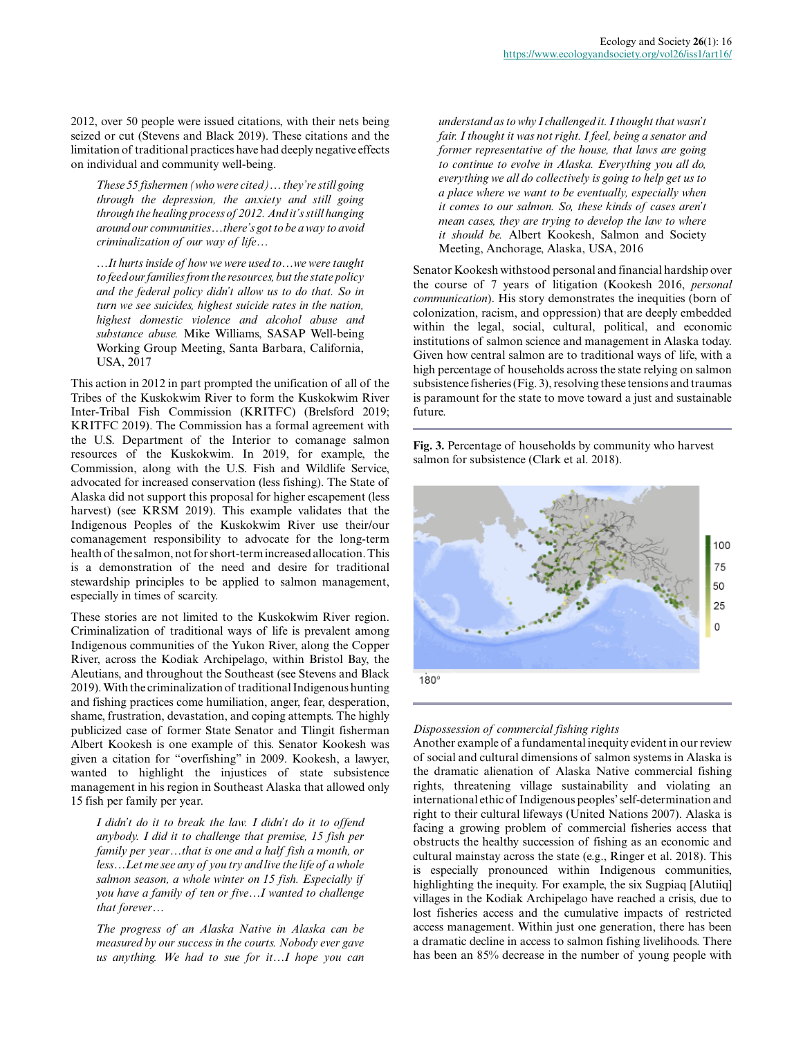2012, over 50 people were issued citations, with their nets being seized or cut (Stevens and Black 2019). These citations and the limitation of traditional practices have had deeply negative effects on individual and community well-being.

> *These 55 fishermen (who were cited)… they're still going through the depression, the anxiety and still going through the healing process of 2012. And it's still hanging around our communities…there's got to be a way to avoid criminalization of our way of life…*
>
> *…It hurts inside of how we were used to…we were taught to feed our families from the resources, but the state policy and the federal policy didn't allow us to do that. So in turn we see suicides, highest suicide rates in the nation, highest domestic violence and alcohol abuse and substance abuse.* Mike Williams, SASAP Well-being Working Group Meeting, Santa Barbara, California, USA, 2017

This action in 2012 in part prompted the unification of all of the Tribes of the Kuskokwim River to form the Kuskokwim River Inter-Tribal Fish Commission (KRITFC) (Brelsford 2019; KRITFC 2019). The Commission has a formal agreement with the U.S. Department of the Interior to comanage salmon resources of the Kuskokwim. In 2019, for example, the Commission, along with the U.S. Fish and Wildlife Service, advocated for increased conservation (less fishing). The State of Alaska did not support this proposal for higher escapement (less harvest) (see KRSM 2019). This example validates that the Indigenous Peoples of the Kuskokwim River use their/our comanagement responsibility to advocate for the long-term health of the salmon, not for short-term increased allocation. This is a demonstration of the need and desire for traditional stewardship principles to be applied to salmon management, especially in times of scarcity.

These stories are not limited to the Kuskokwim River region. Criminalization of traditional ways of life is prevalent among Indigenous communities of the Yukon River, along the Copper River, across the Kodiak Archipelago, within Bristol Bay, the Aleutians, and throughout the Southeast (see Stevens and Black 2019). With the criminalization of traditional Indigenous hunting and fishing practices come humiliation, anger, fear, desperation, shame, frustration, devastation, and coping attempts. The highly publicized case of former State Senator and Tlingit fisherman Albert Kookesh is one example of this. Senator Kookesh was given a citation for "overfishing" in 2009. Kookesh, a lawyer, wanted to highlight the injustices of state subsistence management in his region in Southeast Alaska that allowed only 15 fish per family per year.

> *I didn't do it to break the law. I didn't do it to offend anybody. I did it to challenge that premise, 15 fish per family per year…that is one and a half fish a month, or less…Let me see any of you try and live the life of a whole salmon season, a whole winter on 15 fish. Especially if you have a family of ten or five…I wanted to challenge that forever…*
>
> *The progress of an Alaska Native in Alaska can be measured by our success in the courts. Nobody ever gave us anything. We had to sue for it…I hope you can understand as to why I challenged it. I thought that wasn't fair. I thought it was not right. I feel, being a senator and former representative of the house, that laws are going to continue to evolve in Alaska. Everything you all do, everything we all do collectively is going to help get us to a place where we want to be eventually, especially when it comes to our salmon. So, these kinds of cases aren't mean cases, they are trying to develop the law to where it should be.* Albert Kookesh, Salmon and Society Meeting, Anchorage, Alaska, USA, 2016

Senator Kookesh withstood personal and financial hardship over the course of 7 years of litigation (Kookesh 2016, *personal communication*). His story demonstrates the inequities (born of colonization, racism, and oppression) that are deeply embedded within the legal, social, cultural, political, and economic institutions of salmon science and management in Alaska today. Given how central salmon are to traditional ways of life, with a high percentage of households across the state relying on salmon subsistence fisheries (Fig. 3), resolving these tensions and traumas is paramount for the state to move toward a just and sustainable future.

**Fig. 3.** Percentage of households by community who harvest salmon for subsistence (Clark et al. 2018).

#### Dispossession of commercial fishing rights

Another example of a fundamental inequity evident in our review of social and cultural dimensions of salmon systems in Alaska is the dramatic alienation of Alaska Native commercial fishing rights, threatening village sustainability and violating an international ethic of Indigenous peoples' self-determination and right to their cultural lifeways (United Nations 2007). Alaska is facing a growing problem of commercial fisheries access that obstructs the healthy succession of fishing as an economic and cultural mainstay across the state (e.g., Ringer et al. 2018). This is especially pronounced within Indigenous communities, highlighting the inequity. For example, the six Sugpiaq [Alutiiq] villages in the Kodiak Archipelago have reached a crisis, due to lost fisheries access and the cumulative impacts of restricted access management. Within just one generation, there has been a dramatic decline in access to salmon fishing livelihoods. There has been an 85% decrease in the number of young people with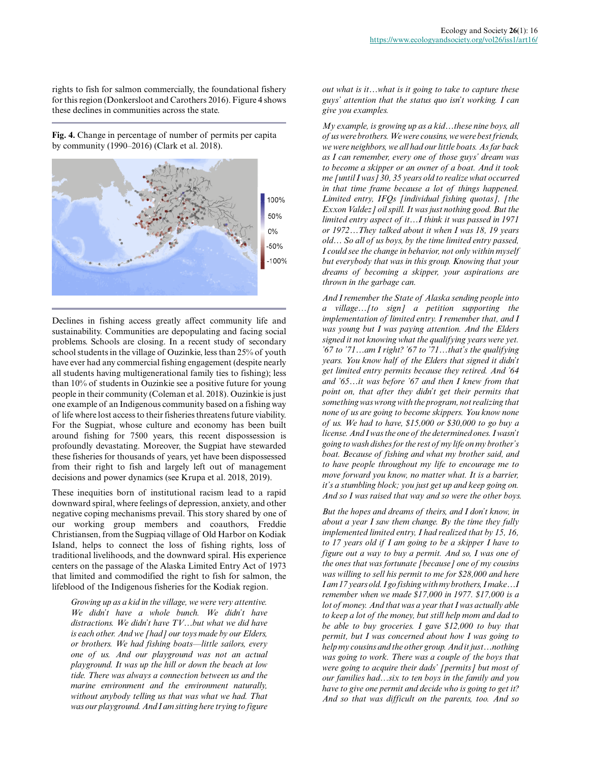rights to fish for salmon commercially, the foundational fishery for this region (Donkersloot and Carothers 2016). Figure 4 shows these declines in communities across the state.

**Fig. 4.** Change in percentage of number of permits per capita by community (1990–2016) (Clark et al. 2018).

Declines in fishing access greatly affect community life and sustainability. Communities are depopulating and facing social problems. Schools are closing. In a recent study of secondary school students in the village of Ouzinkie, less than 25% of youth have ever had any commercial fishing engagement (despite nearly all students having multigenerational family ties to fishing); less than 10% of students in Ouzinkie see a positive future for young people in their community (Coleman et al. 2018). Ouzinkie is just one example of an Indigenous community based on a fishing way of life where lost access to their fisheries threatens future viability. For the Sugpiat, whose culture and economy has been built around fishing for 7500 years, this recent dispossession is profoundly devastating. Moreover, the Sugpiat have stewarded these fisheries for thousands of years, yet have been dispossessed from their right to fish and largely left out of management decisions and power dynamics (see Krupa et al. 2018, 2019).

These inequities born of institutional racism lead to a rapid downward spiral, where feelings of depression, anxiety, and other negative coping mechanisms prevail. This story shared by one of our working group members and coauthors, Freddie Christiansen, from the Sugpiaq village of Old Harbor on Kodiak Island, helps to connect the loss of fishing rights, loss of traditional livelihoods, and the downward spiral. His experience centers on the passage of the Alaska Limited Entry Act of 1973 that limited and commodified the right to fish for salmon, the lifeblood of the Indigenous fisheries for the Kodiak region.

> *Growing up as a kid in the village, we were very attentive. We didn't have a whole bunch. We didn't have distractions. We didn't have TV…but what we did have is each other. And we [had] our toys made by our Elders, or brothers. We had fishing boats—little sailors, every one of us. And our playground was not an actual playground. It was up the hill or down the beach at low tide. There was always a connection between us and the marine environment and the environment naturally, without anybody telling us that was what we had. That was our playground. And I am sitting here trying to figure out what is it…what is it going to take to capture these guys' attention that the status quo isn't working. I can give you examples.*
>
> *My example, is growing up as a kid…these nine boys, all of us were brothers. We were cousins, we were best friends, we were neighbors, we all had our little boats. As far back as I can remember, every one of those guys' dream was to become a skipper or an owner of a boat. And it took me [until I was] 30, 35 years old to realize what occurred in that time frame because a lot of things happened. Limited entry, IFQs [individual fishing quotas], [the Exxon Valdez] oil spill. It was just nothing good. But the limited entry aspect of it…I think it was passed in 1971 or 1972…They talked about it when I was 18, 19 years old… So all of us boys, by the time limited entry passed, I could see the change in behavior, not only within myself but everybody that was in this group. Knowing that your dreams of becoming a skipper, your aspirations are thrown in the garbage can.*
>
> *And I remember the State of Alaska sending people into a village…[to sign] a petition supporting the implementation of limited entry. I remember that, and I was young but I was paying attention. And the Elders signed it not knowing what the qualifying years were yet. '67 to '71…am I right? '67 to '71…that's the qualifying years. You know half of the Elders that signed it didn't get limited entry permits because they retired. And '64 and '65…it was before '67 and then I knew from that point on, that after they didn't get their permits that something was wrong with the program, not realizing that none of us are going to become skippers. You know none of us. We had to have, $15,000 or $30,000 to go buy a license. And I was the one of the determined ones. I wasn't going to wash dishes for the rest of my life on my brother's boat. Because of fishing and what my brother said, and to have people throughout my life to encourage me to move forward you know, no matter what. It is a barrier, it's a stumbling block; you just get up and keep going on. And so I was raised that way and so were the other boys.*
>
> *But the hopes and dreams of theirs, and I don't know, in about a year I saw them change. By the time they fully implemented limited entry, I had realized that by 15, 16, to 17 years old if I am going to be a skipper I have to figure out a way to buy a permit. And so, I was one of the ones that was fortunate [because] one of my cousins was willing to sell his permit to me for $28,000 and here I am 17 years old. I go fishing with my brothers, I make…I remember when we made $17,000 in 1977. $17,000 is a lot of money. And that was a year that I was actually able to keep a lot of the money, but still help mom and dad to be able to buy groceries. I gave $12,000 to buy that permit, but I was concerned about how I was going to help my cousins and the other group. And it just…nothing was going to work. There was a couple of the boys that were going to acquire their dads' [permits] but most of our families had…six to ten boys in the family and you have to give one permit and decide who is going to get it? And so that was difficult on the parents, too. And so*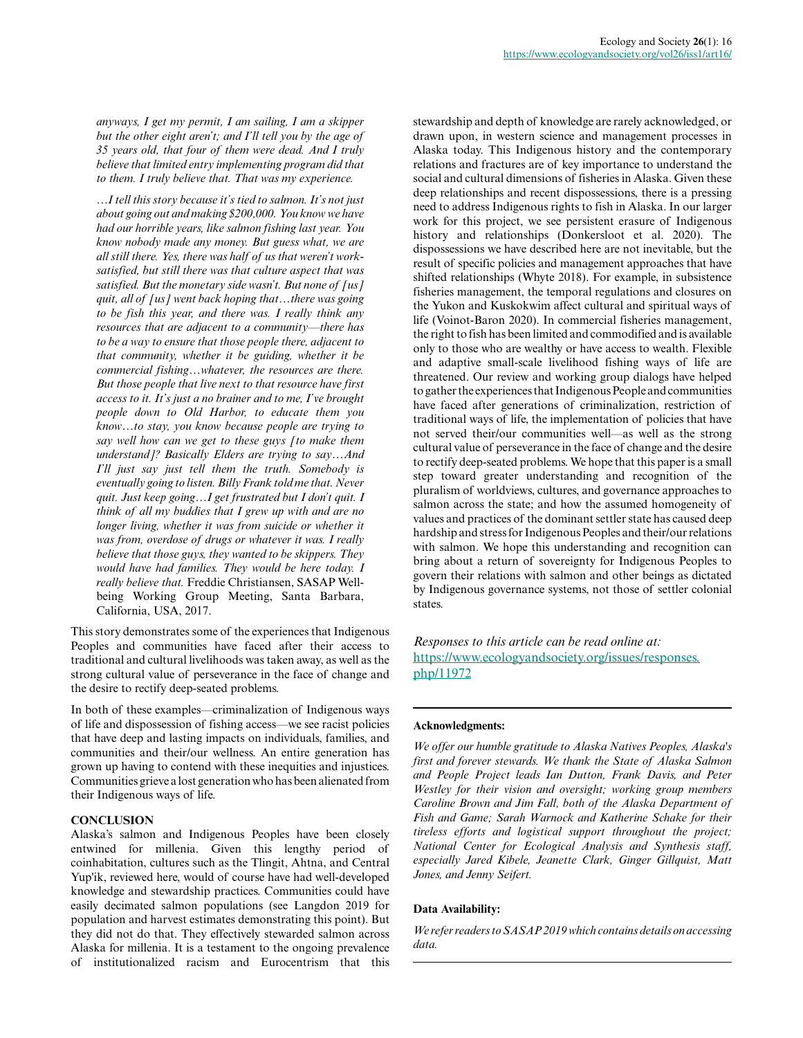*anyways, I get my permit, I am sailing, I am a skipper but the other eight aren't; and I'll tell you by the age of 35 years old, that four of them were dead. And I truly believe that limited entry implementing program did that to them. I truly believe that. That was my experience.*

*…I tell this story because it's tied to salmon. It's not just about going out and making $200,000. You know we have had our horrible years, like salmon fishing last year. You know nobody made any money. But guess what, we are all still there. Yes, there was half of us that weren't work-satisfied, but still there was that culture aspect that was satisfied. But the monetary side wasn't. But none of [us] quit, all of [us] went back hoping that…there was going to be fish this year, and there was. I really think any resources that are adjacent to a community—there has to be a way to ensure that those people there, adjacent to that community, whether it be guiding, whether it be commercial fishing…whatever, the resources are there. But those people that live next to that resource have first access to it. It's just a no brainer and to me, I've brought people down to Old Harbor, to educate them you know…to stay, you know because people are trying to say well how can we get to these guys [to make them understand]? Basically Elders are trying to say…And I'll just say just tell them the truth. Somebody is eventually going to listen. Billy Frank told me that. Never quit. Just keep going…I get frustrated but I don't quit. I think of all my buddies that I grew up with and are no longer living, whether it was from suicide or whether it was from, overdose of drugs or whatever it was. I really believe that those guys, they wanted to be skippers. They would have had families. They would be here today. I really believe that.* Freddie Christiansen, SASAP Well-being Working Group Meeting, Santa Barbara, California, USA, 2017.

This story demonstrates some of the experiences that Indigenous Peoples and communities have faced after their access to traditional and cultural livelihoods was taken away, as well as the strong cultural value of perseverance in the face of change and the desire to rectify deep-seated problems.

In both of these examples—criminalization of Indigenous ways of life and dispossession of fishing access—we see racist policies that have deep and lasting impacts on individuals, families, and communities and their/our wellness. An entire generation has grown up having to contend with these inequities and injustices. Communities grieve a lost generation who has been alienated from their Indigenous ways of life.

## CONCLUSION

Alaska's salmon and Indigenous Peoples have been closely entwined for millenia. Given this lengthy period of coinhabitation, cultures such as the Tlingit, Ahtna, and Central Yup'ik, reviewed here, would of course have had well-developed knowledge and stewardship practices. Communities could have easily decimated salmon populations (see Langdon 2019 for population and harvest estimates demonstrating this point). But they did not do that. They effectively stewarded salmon across Alaska for millenia. It is a testament to the ongoing prevalence of institutionalized racism and Eurocentrism that this stewardship and depth of knowledge are rarely acknowledged, or drawn upon, in western science and management processes in Alaska today. This Indigenous history and the contemporary relations and fractures are of key importance to understand the social and cultural dimensions of fisheries in Alaska. Given these deep relationships and recent dispossessions, there is a pressing need to address Indigenous rights to fish in Alaska. In our larger work for this project, we see persistent erasure of Indigenous history and relationships (Donkersloot et al. 2020). The dispossessions we have described here are not inevitable, but the result of specific policies and management approaches that have shifted relationships (Whyte 2018). For example, in subsistence fisheries management, the temporal regulations and closures on the Yukon and Kuskokwim affect cultural and spiritual ways of life (Voinot-Baron 2020). In commercial fisheries management, the right to fish has been limited and commodified and is available only to those who are wealthy or have access to wealth. Flexible and adaptive small-scale livelihood fishing ways of life are threatened. Our review and working group dialogs have helped to gather the experiences that Indigenous People and communities have faced after generations of criminalization, restriction of traditional ways of life, the implementation of policies that have not served their/our communities well—as well as the strong cultural value of perseverance in the face of change and the desire to rectify deep-seated problems. We hope that this paper is a small step toward greater understanding and recognition of the pluralism of worldviews, cultures, and governance approaches to salmon across the state; and how the assumed homogeneity of values and practices of the dominant settler state has caused deep hardship and stress for Indigenous Peoples and their/our relations with salmon. We hope this understanding and recognition can bring about a return of sovereignty for Indigenous Peoples to govern their relations with salmon and other beings as dictated by Indigenous governance systems, not those of settler colonial states.

*Responses to this article can be read online at:* https://www.ecologyandsociety.org/issues/responses.php/11972

---

**Acknowledgments:**

*We offer our humble gratitude to Alaska Natives Peoples, Alaska's first and forever stewards. We thank the State of Alaska Salmon and People Project leads Ian Dutton, Frank Davis, and Peter Westley for their vision and oversight; working group members Caroline Brown and Jim Fall, both of the Alaska Department of Fish and Game; Sarah Warnock and Katherine Schake for their tireless efforts and logistical support throughout the project; National Center for Ecological Analysis and Synthesis staff, especially Jared Kibele, Jeanette Clark, Ginger Gillquist, Matt Jones, and Jenny Seifert.*

**Data Availability:**

*We refer readers to SASAP 2019 which contains details on accessing data.*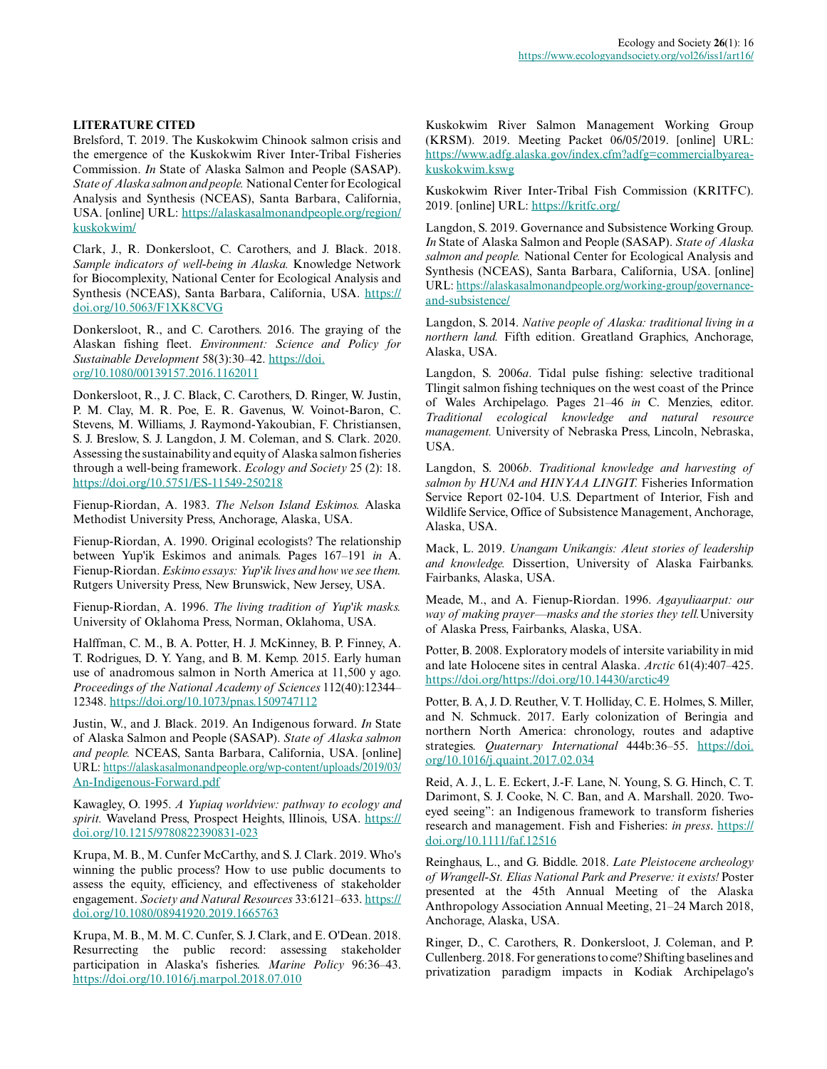## LITERATURE CITED

Brelsford, T. 2019. The Kuskokwim Chinook salmon crisis and the emergence of the Kuskokwim River Inter-Tribal Fisheries Commission. *In* State of Alaska Salmon and People (SASAP). *State of Alaska salmon and people.* National Center for Ecological Analysis and Synthesis (NCEAS), Santa Barbara, California, USA. [online] URL: https://alaskasalmonandpeople.org/region/kuskokwim/

Clark, J., R. Donkersloot, C. Carothers, and J. Black. 2018. *Sample indicators of well-being in Alaska.* Knowledge Network for Biocomplexity, National Center for Ecological Analysis and Synthesis (NCEAS), Santa Barbara, California, USA. https://doi.org/10.5063/F1XK8CVG

Donkersloot, R., and C. Carothers. 2016. The graying of the Alaskan fishing fleet. *Environment: Science and Policy for Sustainable Development* 58(3):30–42. https://doi.org/10.1080/00139157.2016.1162011

Donkersloot, R., J. C. Black, C. Carothers, D. Ringer, W. Justin, P. M. Clay, M. R. Poe, E. R. Gavenus, W. Voinot-Baron, C. Stevens, M. Williams, J. Raymond-Yakoubian, F. Christiansen, S. J. Breslow, S. J. Langdon, J. M. Coleman, and S. Clark. 2020. Assessing the sustainability and equity of Alaska salmon fisheries through a well-being framework. *Ecology and Society* 25 (2): 18. https://doi.org/10.5751/ES-11549-250218

Fienup-Riordan, A. 1983. *The Nelson Island Eskimos.* Alaska Methodist University Press, Anchorage, Alaska, USA.

Fienup-Riordan, A. 1990. Original ecologists? The relationship between Yup'ik Eskimos and animals. Pages 167–191 *in* A. Fienup-Riordan. *Eskimo essays: Yup'ik lives and how we see them.* Rutgers University Press, New Brunswick, New Jersey, USA.

Fienup-Riordan, A. 1996. *The living tradition of Yup'ik masks.* University of Oklahoma Press, Norman, Oklahoma, USA.

Halffman, C. M., B. A. Potter, H. J. McKinney, B. P. Finney, A. T. Rodrigues, D. Y. Yang, and B. M. Kemp. 2015. Early human use of anadromous salmon in North America at 11,500 y ago. *Proceedings of the National Academy of Sciences* 112(40):12344–12348. https://doi.org/10.1073/pnas.1509747112

Justin, W., and J. Black. 2019. An Indigenous forward. *In* State of Alaska Salmon and People (SASAP). *State of Alaska salmon and people.* NCEAS, Santa Barbara, California, USA. [online] URL: https://alaskasalmonandpeople.org/wp-content/uploads/2019/03/An-Indigenous-Forward.pdf

Kawagley, O. 1995. *A Yupiaq worldview: pathway to ecology and spirit.* Waveland Press, Prospect Heights, Illinois, USA. https://doi.org/10.1215/9780822390831-023

Krupa, M. B., M. Cunfer McCarthy, and S. J. Clark. 2019. Who's winning the public process? How to use public documents to assess the equity, efficiency, and effectiveness of stakeholder engagement. *Society and Natural Resources* 33:6121–633. https://doi.org/10.1080/08941920.2019.1665763

Krupa, M. B., M. M. C. Cunfer, S. J. Clark, and E. O'Dean. 2018. Resurrecting the public record: assessing stakeholder participation in Alaska's fisheries. *Marine Policy* 96:36–43. https://doi.org/10.1016/j.marpol.2018.07.010

Kuskokwim River Salmon Management Working Group (KRSM). 2019. Meeting Packet 06/05/2019. [online] URL: https://www.adfg.alaska.gov/index.cfm?adfg=commercialbyarea-kuskokwim.kswg

Kuskokwim River Inter-Tribal Fish Commission (KRITFC). 2019. [online] URL: https://kritfc.org/

Langdon, S. 2019. Governance and Subsistence Working Group. *In* State of Alaska Salmon and People (SASAP). *State of Alaska salmon and people.* National Center for Ecological Analysis and Synthesis (NCEAS), Santa Barbara, California, USA. [online] URL: https://alaskasalmonandpeople.org/working-group/governance-and-subsistence/

Langdon, S. 2014. *Native people of Alaska: traditional living in a northern land.* Fifth edition. Greatland Graphics, Anchorage, Alaska, USA.

Langdon, S. 2006*a*. Tidal pulse fishing: selective traditional Tlingit salmon fishing techniques on the west coast of the Prince of Wales Archipelago. Pages 21–46 *in* C. Menzies, editor. *Traditional ecological knowledge and natural resource management.* University of Nebraska Press, Lincoln, Nebraska, USA.

Langdon, S. 2006*b*. *Traditional knowledge and harvesting of salmon by HUNA and HINYAA LINGIT.* Fisheries Information Service Report 02-104. U.S. Department of Interior, Fish and Wildlife Service, Office of Subsistence Management, Anchorage, Alaska, USA.

Mack, L. 2019. *Unangam Unikangis: Aleut stories of leadership and knowledge.* Dissertion, University of Alaska Fairbanks. Fairbanks, Alaska, USA.

Meade, M., and A. Fienup-Riordan. 1996. *Agayuliaarput: our way of making prayer—masks and the stories they tell.* University of Alaska Press, Fairbanks, Alaska, USA.

Potter, B. 2008. Exploratory models of intersite variability in mid and late Holocene sites in central Alaska. *Arctic* 61(4):407–425. https://doi.org/https://doi.org/10.14430/arctic49

Potter, B. A, J. D. Reuther, V. T. Holliday, C. E. Holmes, S. Miller, and N. Schmuck. 2017. Early colonization of Beringia and northern North America: chronology, routes and adaptive strategies. *Quaternary International* 444b:36–55. https://doi.org/10.1016/j.quaint.2017.02.034

Reid, A. J., L. E. Eckert, J.-F. Lane, N. Young, S. G. Hinch, C. T. Darimont, S. J. Cooke, N. C. Ban, and A. Marshall. 2020. Two-eyed seeing": an Indigenous framework to transform fisheries research and management. Fish and Fisheries: *in press*. https://doi.org/10.1111/faf.12516

Reinghaus, L., and G. Biddle. 2018. *Late Pleistocene archeology of Wrangell-St. Elias National Park and Preserve: it exists!* Poster presented at the 45th Annual Meeting of the Alaska Anthropology Association Annual Meeting, 21–24 March 2018, Anchorage, Alaska, USA.

Ringer, D., C. Carothers, R. Donkersloot, J. Coleman, and P. Cullenberg. 2018. For generations to come? Shifting baselines and privatization paradigm impacts in Kodiak Archipelago's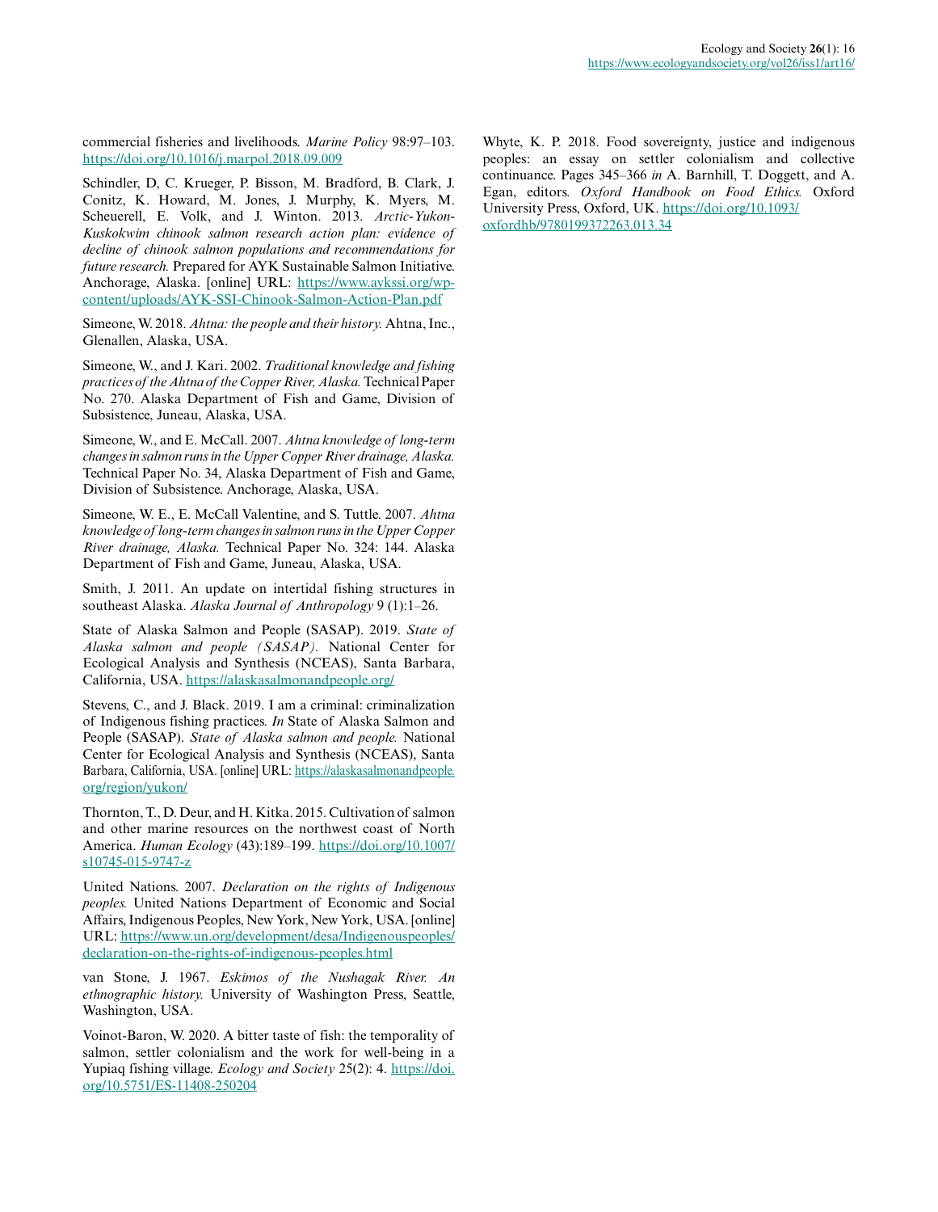commercial fisheries and livelihoods. *Marine Policy* 98:97–103. https://doi.org/10.1016/j.marpol.2018.09.009

Schindler, D, C. Krueger, P. Bisson, M. Bradford, B. Clark, J. Conitz, K. Howard, M. Jones, J. Murphy, K. Myers, M. Scheuerell, E. Volk, and J. Winton. 2013. *Arctic-Yukon-Kuskokwim chinook salmon research action plan: evidence of decline of chinook salmon populations and recommendations for future research.* Prepared for AYK Sustainable Salmon Initiative. Anchorage, Alaska. [online] URL: https://www.aykssi.org/wp-content/uploads/AYK-SSI-Chinook-Salmon-Action-Plan.pdf

Simeone, W. 2018. *Ahtna: the people and their history.* Ahtna, Inc., Glenallen, Alaska, USA.

Simeone, W., and J. Kari. 2002. *Traditional knowledge and fishing practices of the Ahtna of the Copper River, Alaska.* Technical Paper No. 270. Alaska Department of Fish and Game, Division of Subsistence, Juneau, Alaska, USA.

Simeone, W., and E. McCall. 2007. *Ahtna knowledge of long-term changes in salmon runs in the Upper Copper River drainage, Alaska.* Technical Paper No. 34, Alaska Department of Fish and Game, Division of Subsistence. Anchorage, Alaska, USA.

Simeone, W. E., E. McCall Valentine, and S. Tuttle. 2007. *Ahtna knowledge of long-term changes in salmon runs in the Upper Copper River drainage, Alaska.* Technical Paper No. 324: 144. Alaska Department of Fish and Game, Juneau, Alaska, USA.

Smith, J. 2011. An update on intertidal fishing structures in southeast Alaska. *Alaska Journal of Anthropology* 9 (1):1–26.

State of Alaska Salmon and People (SASAP). 2019. *State of Alaska salmon and people (SASAP).* National Center for Ecological Analysis and Synthesis (NCEAS), Santa Barbara, California, USA. https://alaskasalmonandpeople.org/

Stevens, C., and J. Black. 2019. I am a criminal: criminalization of Indigenous fishing practices. *In* State of Alaska Salmon and People (SASAP). *State of Alaska salmon and people.* National Center for Ecological Analysis and Synthesis (NCEAS), Santa Barbara, California, USA. [online] URL: https://alaskasalmonandpeople.org/region/yukon/

Thornton, T., D. Deur, and H. Kitka. 2015. Cultivation of salmon and other marine resources on the northwest coast of North America. *Human Ecology* (43):189–199. https://doi.org/10.1007/s10745-015-9747-z

United Nations. 2007. *Declaration on the rights of Indigenous peoples.* United Nations Department of Economic and Social Affairs, Indigenous Peoples, New York, New York, USA. [online] URL: https://www.un.org/development/desa/Indigenouspeoples/declaration-on-the-rights-of-indigenous-peoples.html

van Stone, J. 1967. *Eskimos of the Nushagak River. An ethnographic history.* University of Washington Press, Seattle, Washington, USA.

Voinot-Baron, W. 2020. A bitter taste of fish: the temporality of salmon, settler colonialism and the work for well-being in a Yupiaq fishing village. *Ecology and Society* 25(2): 4. https://doi.org/10.5751/ES-11408-250204

Whyte, K. P. 2018. Food sovereignty, justice and indigenous peoples: an essay on settler colonialism and collective continuance. Pages 345–366 *in* A. Barnhill, T. Doggett, and A. Egan, editors. *Oxford Handbook on Food Ethics.* Oxford University Press, Oxford, UK. https://doi.org/10.1093/oxfordhb/9780199372263.013.34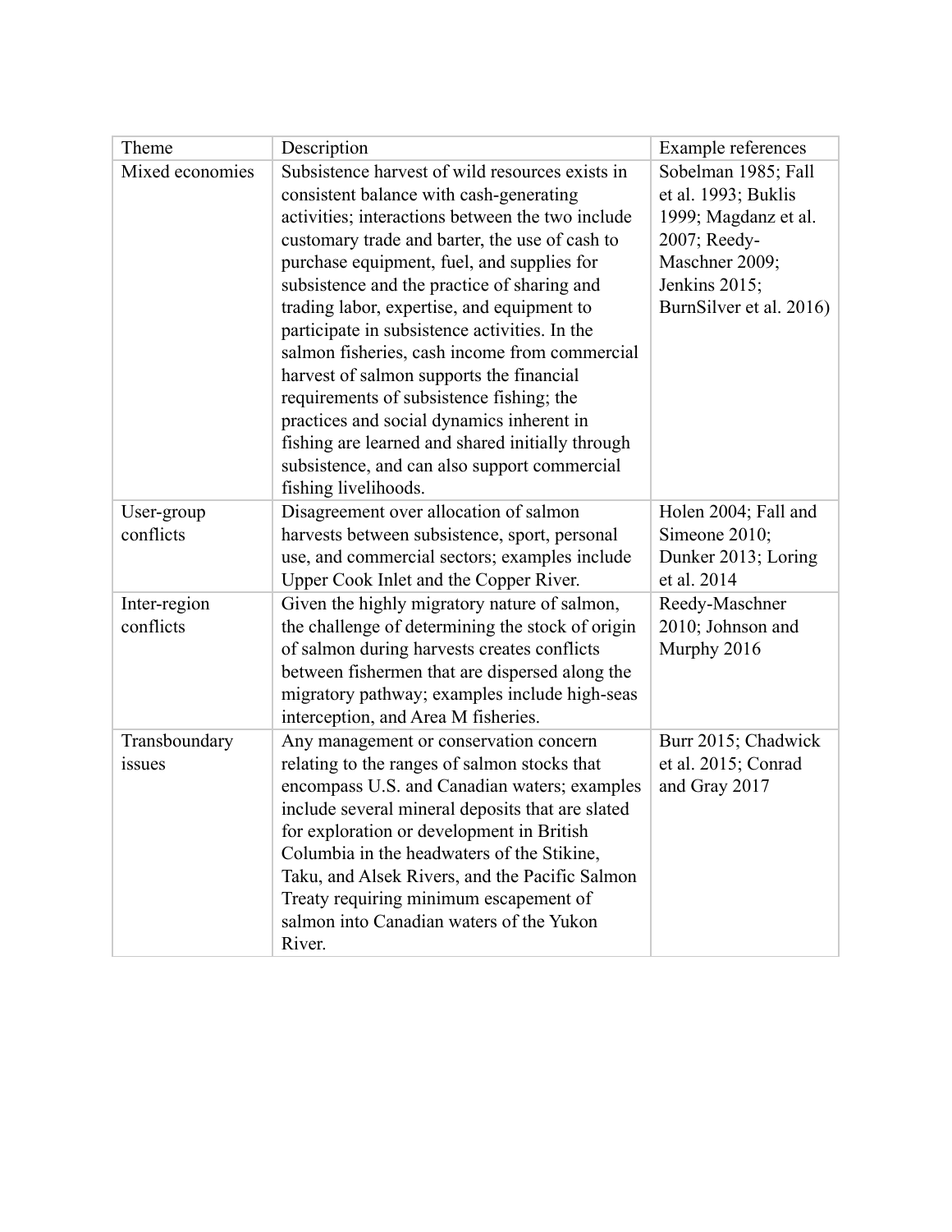| Theme | Description | Example references |
| --- | --- | --- |
| Mixed economies | Subsistence harvest of wild resources exists in consistent balance with cash-generating activities; interactions between the two include customary trade and barter, the use of cash to purchase equipment, fuel, and supplies for subsistence and the practice of sharing and trading labor, expertise, and equipment to participate in subsistence activities. In the salmon fisheries, cash income from commercial harvest of salmon supports the financial requirements of subsistence fishing; the practices and social dynamics inherent in fishing are learned and shared initially through subsistence, and can also support commercial fishing livelihoods. | Sobelman 1985; Fall et al. 1993; Buklis 1999; Magdanz et al. 2007; Reedy-Maschner 2009; Jenkins 2015; BurnSilver et al. 2016) |
| User-group conflicts | Disagreement over allocation of salmon harvests between subsistence, sport, personal use, and commercial sectors; examples include Upper Cook Inlet and the Copper River. | Holen 2004; Fall and Simeone 2010; Dunker 2013; Loring et al. 2014 |
| Inter-region conflicts | Given the highly migratory nature of salmon, the challenge of determining the stock of origin of salmon during harvests creates conflicts between fishermen that are dispersed along the migratory pathway; examples include high-seas interception, and Area M fisheries. | Reedy-Maschner 2010; Johnson and Murphy 2016 |
| Transboundary issues | Any management or conservation concern relating to the ranges of salmon stocks that encompass U.S. and Canadian waters; examples include several mineral deposits that are slated for exploration or development in British Columbia in the headwaters of the Stikine, Taku, and Alsek Rivers, and the Pacific Salmon Treaty requiring minimum escapement of salmon into Canadian waters of the Yukon River. | Burr 2015; Chadwick et al. 2015; Conrad and Gray 2017 |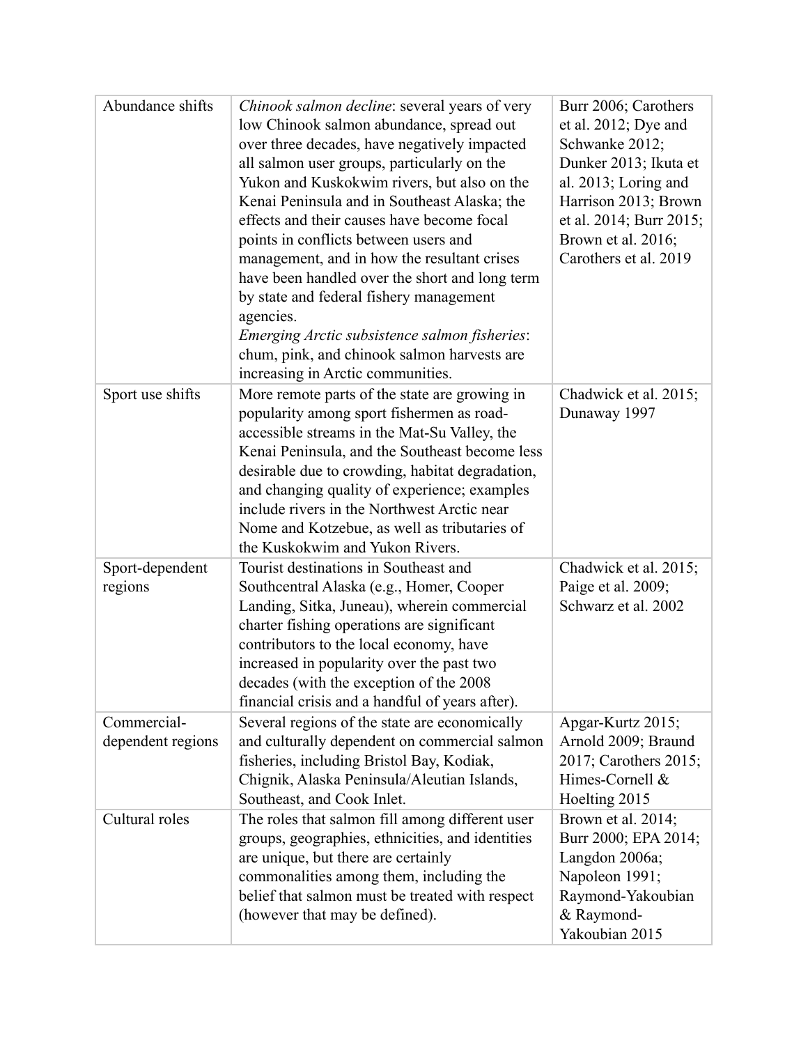| Abundance shifts | *Chinook salmon decline*: several years of very low Chinook salmon abundance, spread out over three decades, have negatively impacted all salmon user groups, particularly on the Yukon and Kuskokwim rivers, but also on the Kenai Peninsula and in Southeast Alaska; the effects and their causes have become focal points in conflicts between users and management, and in how the resultant crises have been handled over the short and long term by state and federal fishery management agencies.<br>*Emerging Arctic subsistence salmon fisheries*: chum, pink, and chinook salmon harvests are increasing in Arctic communities. | Burr 2006; Carothers et al. 2012; Dye and Schwanke 2012; Dunker 2013; Ikuta et al. 2013; Loring and Harrison 2013; Brown et al. 2014; Burr 2015; Brown et al. 2016; Carothers et al. 2019 |
|---|---|---|
| Sport use shifts | More remote parts of the state are growing in popularity among sport fishermen as road-accessible streams in the Mat-Su Valley, the Kenai Peninsula, and the Southeast become less desirable due to crowding, habitat degradation, and changing quality of experience; examples include rivers in the Northwest Arctic near Nome and Kotzebue, as well as tributaries of the Kuskokwim and Yukon Rivers. | Chadwick et al. 2015; Dunaway 1997 |
| Sport-dependent regions | Tourist destinations in Southeast and Southcentral Alaska (e.g., Homer, Cooper Landing, Sitka, Juneau), wherein commercial charter fishing operations are significant contributors to the local economy, have increased in popularity over the past two decades (with the exception of the 2008 financial crisis and a handful of years after). | Chadwick et al. 2015; Paige et al. 2009; Schwarz et al. 2002 |
| Commercial-dependent regions | Several regions of the state are economically and culturally dependent on commercial salmon fisheries, including Bristol Bay, Kodiak, Chignik, Alaska Peninsula/Aleutian Islands, Southeast, and Cook Inlet. | Apgar-Kurtz 2015; Arnold 2009; Braund 2017; Carothers 2015; Himes-Cornell & Hoelting 2015 |
| Cultural roles | The roles that salmon fill among different user groups, geographies, ethnicities, and identities are unique, but there are certainly commonalities among them, including the belief that salmon must be treated with respect (however that may be defined). | Brown et al. 2014; Burr 2000; EPA 2014; Langdon 2006a; Napoleon 1991; Raymond-Yakoubian & Raymond-Yakoubian 2015 |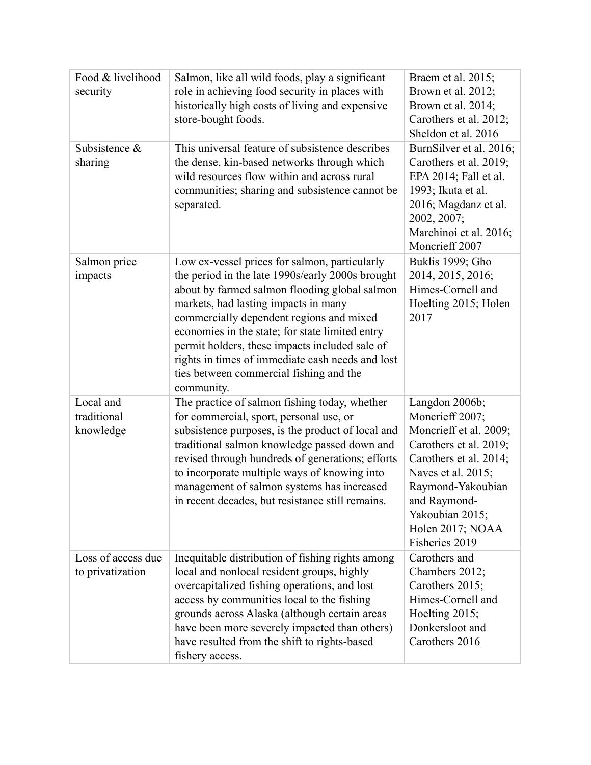| | | |
|---|---|---|
| Food & livelihood security | Salmon, like all wild foods, play a significant role in achieving food security in places with historically high costs of living and expensive store-bought foods. | Braem et al. 2015; Brown et al. 2012; Brown et al. 2014; Carothers et al. 2012; Sheldon et al. 2016 |
| Subsistence & sharing | This universal feature of subsistence describes the dense, kin-based networks through which wild resources flow within and across rural communities; sharing and subsistence cannot be separated. | BurnSilver et al. 2016; Carothers et al. 2019; EPA 2014; Fall et al. 1993; Ikuta et al. 2016; Magdanz et al. 2002, 2007; Marchinoi et al. 2016; Moncrieff 2007 |
| Salmon price impacts | Low ex-vessel prices for salmon, particularly the period in the late 1990s/early 2000s brought about by farmed salmon flooding global salmon markets, had lasting impacts in many commercially dependent regions and mixed economies in the state; for state limited entry permit holders, these impacts included sale of rights in times of immediate cash needs and lost ties between commercial fishing and the community. | Buklis 1999; Gho 2014, 2015, 2016; Himes-Cornell and Hoelting 2015; Holen 2017 |
| Local and traditional knowledge | The practice of salmon fishing today, whether for commercial, sport, personal use, or subsistence purposes, is the product of local and traditional salmon knowledge passed down and revised through hundreds of generations; efforts to incorporate multiple ways of knowing into management of salmon systems has increased in recent decades, but resistance still remains. | Langdon 2006b; Moncrieff 2007; Moncrieff et al. 2009; Carothers et al. 2019; Carothers et al. 2014; Naves et al. 2015; Raymond-Yakoubian and Raymond-Yakoubian 2015; Holen 2017; NOAA Fisheries 2019 |
| Loss of access due to privatization | Inequitable distribution of fishing rights among local and nonlocal resident groups, highly overcapitalized fishing operations, and lost access by communities local to the fishing grounds across Alaska (although certain areas have been more severely impacted than others) have resulted from the shift to rights-based fishery access. | Carothers and Chambers 2012; Carothers 2015; Himes-Cornell and Hoelting 2015; Donkersloot and Carothers 2016 |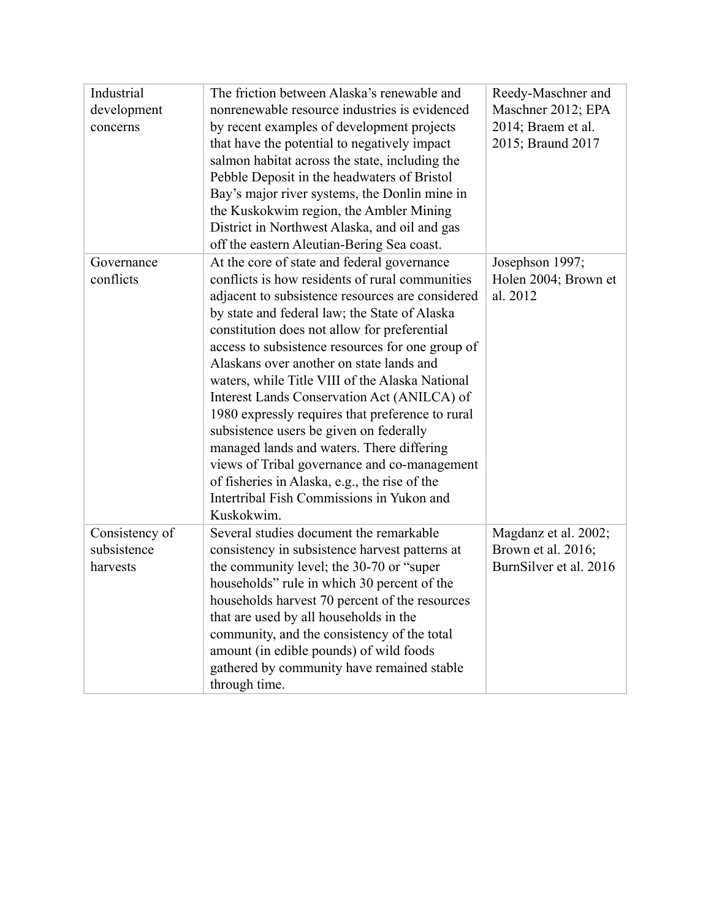| Industrial development concerns | The friction between Alaska's renewable and nonrenewable resource industries is evidenced by recent examples of development projects that have the potential to negatively impact salmon habitat across the state, including the Pebble Deposit in the headwaters of Bristol Bay's major river systems, the Donlin mine in the Kuskokwim region, the Ambler Mining District in Northwest Alaska, and oil and gas off the eastern Aleutian-Bering Sea coast. | Reedy-Maschner and Maschner 2012; EPA 2014; Braem et al. 2015; Braund 2017 |
|---|---|---|
| Governance conflicts | At the core of state and federal governance conflicts is how residents of rural communities adjacent to subsistence resources are considered by state and federal law; the State of Alaska constitution does not allow for preferential access to subsistence resources for one group of Alaskans over another on state lands and waters, while Title VIII of the Alaska National Interest Lands Conservation Act (ANILCA) of 1980 expressly requires that preference to rural subsistence users be given on federally managed lands and waters. There differing views of Tribal governance and co-management of fisheries in Alaska, e.g., the rise of the Intertribal Fish Commissions in Yukon and Kuskokwim. | Josephson 1997; Holen 2004; Brown et al. 2012 |
| Consistency of subsistence harvests | Several studies document the remarkable consistency in subsistence harvest patterns at the community level; the 30-70 or "super households" rule in which 30 percent of the households harvest 70 percent of the resources that are used by all households in the community, and the consistency of the total amount (in edible pounds) of wild foods gathered by community have remained stable through time. | Magdanz et al. 2002; Brown et al. 2016; BurnSilver et al. 2016 |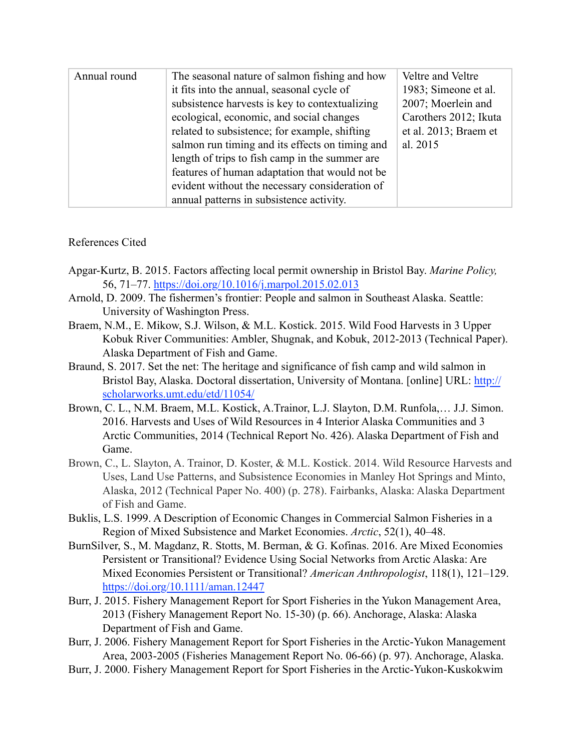| Annual round | The seasonal nature of salmon fishing and how it fits into the annual, seasonal cycle of subsistence harvests is key to contextualizing ecological, economic, and social changes related to subsistence; for example, shifting salmon run timing and its effects on timing and length of trips to fish camp in the summer are features of human adaptation that would not be evident without the necessary consideration of annual patterns in subsistence activity. | Veltre and Veltre 1983; Simeone et al. 2007; Moerlein and Carothers 2012; Ikuta et al. 2013; Braem et al. 2015 |
|---|---|---|

References Cited

Apgar-Kurtz, B. 2015. Factors affecting local permit ownership in Bristol Bay. *Marine Policy,* 56, 71–77. https://doi.org/10.1016/j.marpol.2015.02.013

Arnold, D. 2009. The fishermen's frontier: People and salmon in Southeast Alaska. Seattle: University of Washington Press.

Braem, N.M., E. Mikow, S.J. Wilson, & M.L. Kostick. 2015. Wild Food Harvests in 3 Upper Kobuk River Communities: Ambler, Shugnak, and Kobuk, 2012-2013 (Technical Paper). Alaska Department of Fish and Game.

Braund, S. 2017. Set the net: The heritage and significance of fish camp and wild salmon in Bristol Bay, Alaska. Doctoral dissertation, University of Montana. [online] URL: http://scholarworks.umt.edu/etd/11054/

Brown, C. L., N.M. Braem, M.L. Kostick, A.Trainor, L.J. Slayton, D.M. Runfola,… J.J. Simon. 2016. Harvests and Uses of Wild Resources in 4 Interior Alaska Communities and 3 Arctic Communities, 2014 (Technical Report No. 426). Alaska Department of Fish and Game.

Brown, C., L. Slayton, A. Trainor, D. Koster, & M.L. Kostick. 2014. Wild Resource Harvests and Uses, Land Use Patterns, and Subsistence Economies in Manley Hot Springs and Minto, Alaska, 2012 (Technical Paper No. 400) (p. 278). Fairbanks, Alaska: Alaska Department of Fish and Game.

Buklis, L.S. 1999. A Description of Economic Changes in Commercial Salmon Fisheries in a Region of Mixed Subsistence and Market Economies. *Arctic*, 52(1), 40–48.

BurnSilver, S., M. Magdanz, R. Stotts, M. Berman, & G. Kofinas. 2016. Are Mixed Economies Persistent or Transitional? Evidence Using Social Networks from Arctic Alaska: Are Mixed Economies Persistent or Transitional? *American Anthropologist*, 118(1), 121–129. https://doi.org/10.1111/aman.12447

Burr, J. 2015. Fishery Management Report for Sport Fisheries in the Yukon Management Area, 2013 (Fishery Management Report No. 15-30) (p. 66). Anchorage, Alaska: Alaska Department of Fish and Game.

Burr, J. 2006. Fishery Management Report for Sport Fisheries in the Arctic-Yukon Management Area, 2003-2005 (Fisheries Management Report No. 06-66) (p. 97). Anchorage, Alaska.

Burr, J. 2000. Fishery Management Report for Sport Fisheries in the Arctic-Yukon-Kuskokwim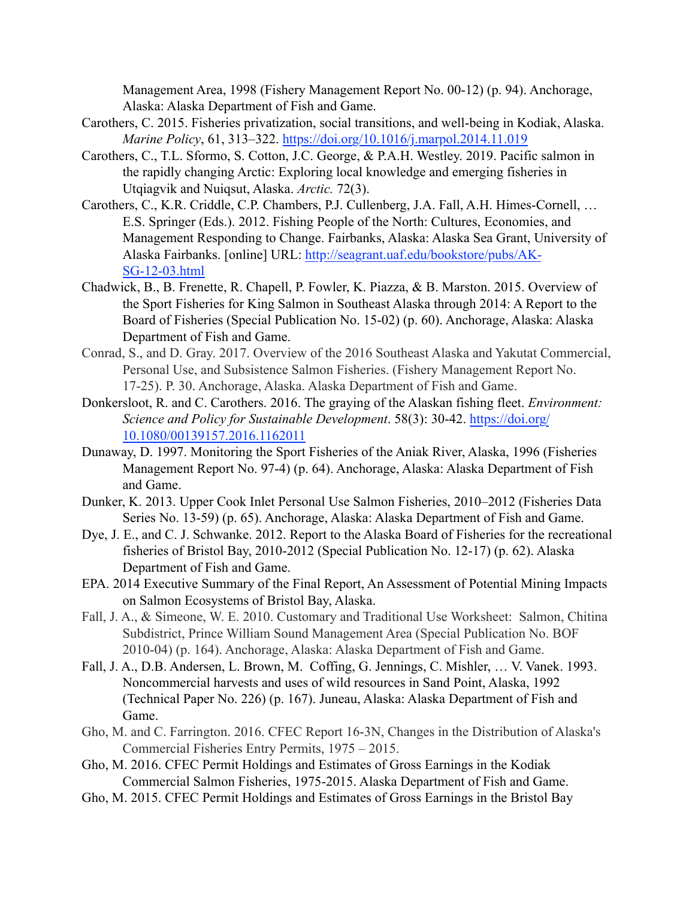Management Area, 1998 (Fishery Management Report No. 00-12) (p. 94). Anchorage, Alaska: Alaska Department of Fish and Game.

Carothers, C. 2015. Fisheries privatization, social transitions, and well-being in Kodiak, Alaska. *Marine Policy*, 61, 313–322. https://doi.org/10.1016/j.marpol.2014.11.019

Carothers, C., T.L. Sformo, S. Cotton, J.C. George, & P.A.H. Westley. 2019. Pacific salmon in the rapidly changing Arctic: Exploring local knowledge and emerging fisheries in Utqiagvik and Nuiqsut, Alaska. *Arctic.* 72(3).

Carothers, C., K.R. Criddle, C.P. Chambers, P.J. Cullenberg, J.A. Fall, A.H. Himes-Cornell, … E.S. Springer (Eds.). 2012. Fishing People of the North: Cultures, Economies, and Management Responding to Change. Fairbanks, Alaska: Alaska Sea Grant, University of Alaska Fairbanks. [online] URL: http://seagrant.uaf.edu/bookstore/pubs/AK-SG-12-03.html

Chadwick, B., B. Frenette, R. Chapell, P. Fowler, K. Piazza, & B. Marston. 2015. Overview of the Sport Fisheries for King Salmon in Southeast Alaska through 2014: A Report to the Board of Fisheries (Special Publication No. 15-02) (p. 60). Anchorage, Alaska: Alaska Department of Fish and Game.

Conrad, S., and D. Gray. 2017. Overview of the 2016 Southeast Alaska and Yakutat Commercial, Personal Use, and Subsistence Salmon Fisheries. (Fishery Management Report No. 17-25). P. 30. Anchorage, Alaska. Alaska Department of Fish and Game.

Donkersloot, R. and C. Carothers. 2016. The graying of the Alaskan fishing fleet. *Environment: Science and Policy for Sustainable Development*. 58(3): 30-42. https://doi.org/10.1080/00139157.2016.1162011

Dunaway, D. 1997. Monitoring the Sport Fisheries of the Aniak River, Alaska, 1996 (Fisheries Management Report No. 97-4) (p. 64). Anchorage, Alaska: Alaska Department of Fish and Game.

Dunker, K. 2013. Upper Cook Inlet Personal Use Salmon Fisheries, 2010–2012 (Fisheries Data Series No. 13-59) (p. 65). Anchorage, Alaska: Alaska Department of Fish and Game.

Dye, J. E., and C. J. Schwanke. 2012. Report to the Alaska Board of Fisheries for the recreational fisheries of Bristol Bay, 2010-2012 (Special Publication No. 12-17) (p. 62). Alaska Department of Fish and Game.

EPA. 2014 Executive Summary of the Final Report, An Assessment of Potential Mining Impacts on Salmon Ecosystems of Bristol Bay, Alaska.

Fall, J. A., & Simeone, W. E. 2010. Customary and Traditional Use Worksheet: Salmon, Chitina Subdistrict, Prince William Sound Management Area (Special Publication No. BOF 2010-04) (p. 164). Anchorage, Alaska: Alaska Department of Fish and Game.

Fall, J. A., D.B. Andersen, L. Brown, M. Coffing, G. Jennings, C. Mishler, … V. Vanek. 1993. Noncommercial harvests and uses of wild resources in Sand Point, Alaska, 1992 (Technical Paper No. 226) (p. 167). Juneau, Alaska: Alaska Department of Fish and Game.

Gho, M. and C. Farrington. 2016. CFEC Report 16-3N, Changes in the Distribution of Alaska's Commercial Fisheries Entry Permits, 1975 – 2015.

Gho, M. 2016. CFEC Permit Holdings and Estimates of Gross Earnings in the Kodiak Commercial Salmon Fisheries, 1975-2015. Alaska Department of Fish and Game.

Gho, M. 2015. CFEC Permit Holdings and Estimates of Gross Earnings in the Bristol Bay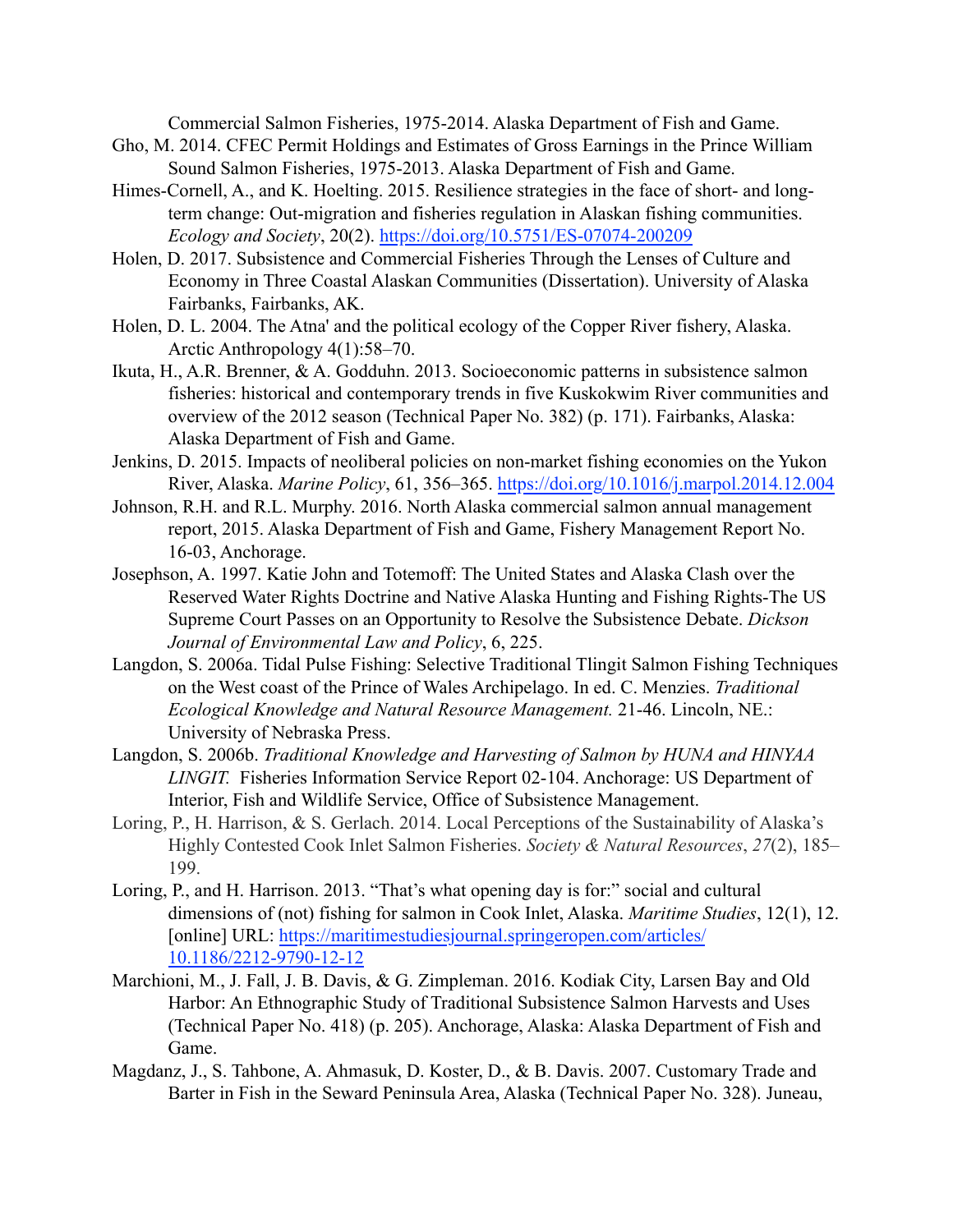Commercial Salmon Fisheries, 1975-2014. Alaska Department of Fish and Game.

Gho, M. 2014. CFEC Permit Holdings and Estimates of Gross Earnings in the Prince William Sound Salmon Fisheries, 1975-2013. Alaska Department of Fish and Game.

Himes-Cornell, A., and K. Hoelting. 2015. Resilience strategies in the face of short- and long-term change: Out-migration and fisheries regulation in Alaskan fishing communities. *Ecology and Society*, 20(2). https://doi.org/10.5751/ES-07074-200209

Holen, D. 2017. Subsistence and Commercial Fisheries Through the Lenses of Culture and Economy in Three Coastal Alaskan Communities (Dissertation). University of Alaska Fairbanks, Fairbanks, AK.

Holen, D. L. 2004. The Atna' and the political ecology of the Copper River fishery, Alaska. Arctic Anthropology 4(1):58–70.

Ikuta, H., A.R. Brenner, & A. Godduhn. 2013. Socioeconomic patterns in subsistence salmon fisheries: historical and contemporary trends in five Kuskokwim River communities and overview of the 2012 season (Technical Paper No. 382) (p. 171). Fairbanks, Alaska: Alaska Department of Fish and Game.

Jenkins, D. 2015. Impacts of neoliberal policies on non-market fishing economies on the Yukon River, Alaska. *Marine Policy*, 61, 356–365. https://doi.org/10.1016/j.marpol.2014.12.004

Johnson, R.H. and R.L. Murphy. 2016. North Alaska commercial salmon annual management report, 2015. Alaska Department of Fish and Game, Fishery Management Report No. 16-03, Anchorage.

Josephson, A. 1997. Katie John and Totemoff: The United States and Alaska Clash over the Reserved Water Rights Doctrine and Native Alaska Hunting and Fishing Rights-The US Supreme Court Passes on an Opportunity to Resolve the Subsistence Debate. *Dickson Journal of Environmental Law and Policy*, 6, 225.

Langdon, S. 2006a. Tidal Pulse Fishing: Selective Traditional Tlingit Salmon Fishing Techniques on the West coast of the Prince of Wales Archipelago. In ed. C. Menzies. *Traditional Ecological Knowledge and Natural Resource Management.* 21-46. Lincoln, NE.: University of Nebraska Press.

Langdon, S. 2006b. *Traditional Knowledge and Harvesting of Salmon by HUNA and HINYAA LINGIT.* Fisheries Information Service Report 02-104. Anchorage: US Department of Interior, Fish and Wildlife Service, Office of Subsistence Management.

Loring, P., H. Harrison, & S. Gerlach. 2014. Local Perceptions of the Sustainability of Alaska's Highly Contested Cook Inlet Salmon Fisheries. *Society & Natural Resources*, *27*(2), 185–199.

Loring, P., and H. Harrison. 2013. "That's what opening day is for:" social and cultural dimensions of (not) fishing for salmon in Cook Inlet, Alaska. *Maritime Studies*, 12(1), 12. [online] URL: https://maritimestudiesjournal.springeropen.com/articles/10.1186/2212-9790-12-12

Marchioni, M., J. Fall, J. B. Davis, & G. Zimpleman. 2016. Kodiak City, Larsen Bay and Old Harbor: An Ethnographic Study of Traditional Subsistence Salmon Harvests and Uses (Technical Paper No. 418) (p. 205). Anchorage, Alaska: Alaska Department of Fish and Game.

Magdanz, J., S. Tahbone, A. Ahmasuk, D. Koster, D., & B. Davis. 2007. Customary Trade and Barter in Fish in the Seward Peninsula Area, Alaska (Technical Paper No. 328). Juneau,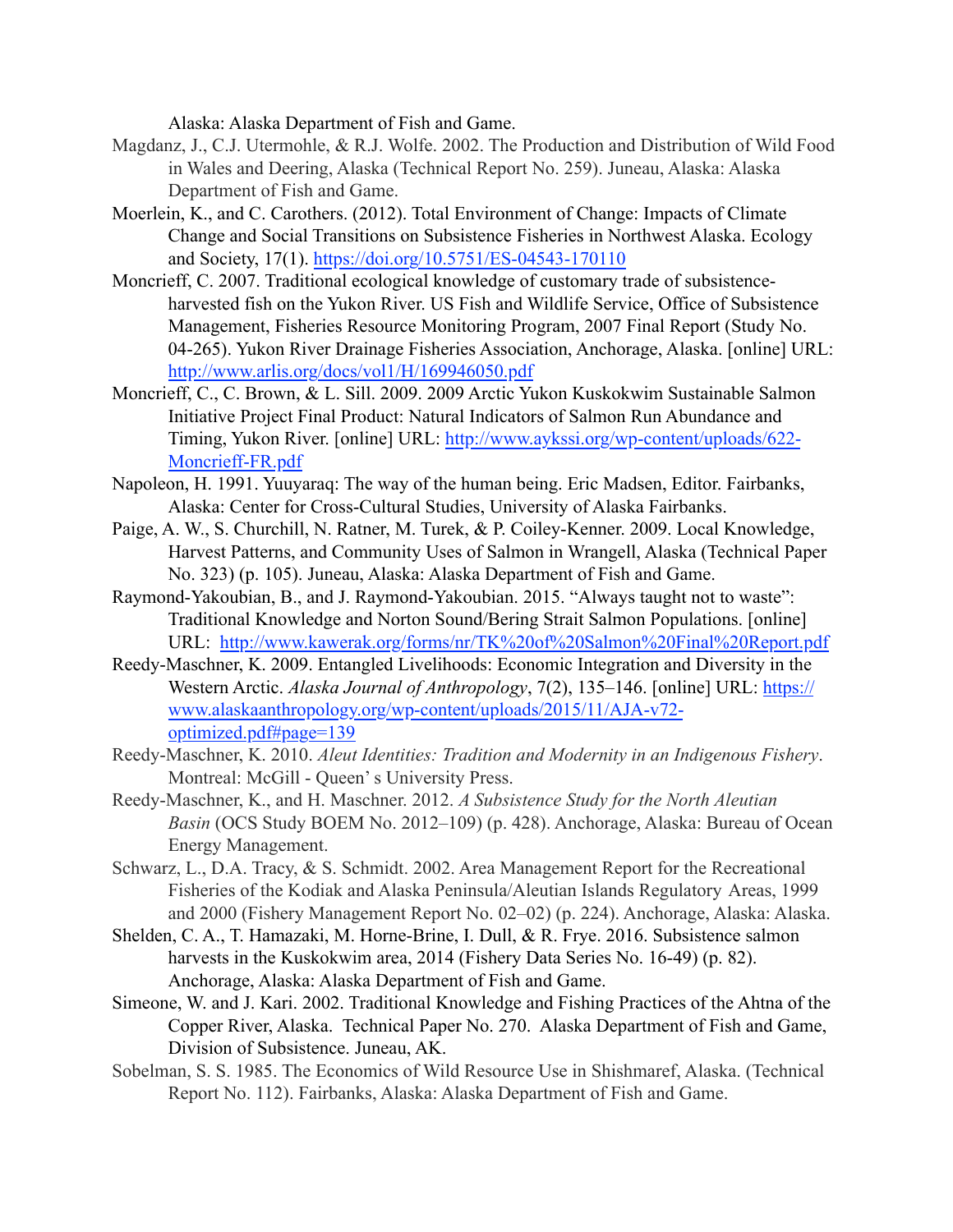Alaska: Alaska Department of Fish and Game.

Magdanz, J., C.J. Utermohle, & R.J. Wolfe. 2002. The Production and Distribution of Wild Food in Wales and Deering, Alaska (Technical Report No. 259). Juneau, Alaska: Alaska Department of Fish and Game.

Moerlein, K., and C. Carothers. (2012). Total Environment of Change: Impacts of Climate Change and Social Transitions on Subsistence Fisheries in Northwest Alaska. Ecology and Society, 17(1). https://doi.org/10.5751/ES-04543-170110

Moncrieff, C. 2007. Traditional ecological knowledge of customary trade of subsistence-harvested fish on the Yukon River. US Fish and Wildlife Service, Office of Subsistence Management, Fisheries Resource Monitoring Program, 2007 Final Report (Study No. 04-265). Yukon River Drainage Fisheries Association, Anchorage, Alaska. [online] URL: http://www.arlis.org/docs/vol1/H/169946050.pdf

Moncrieff, C., C. Brown, & L. Sill. 2009. 2009 Arctic Yukon Kuskokwim Sustainable Salmon Initiative Project Final Product: Natural Indicators of Salmon Run Abundance and Timing, Yukon River. [online] URL: http://www.aykssi.org/wp-content/uploads/622-Moncrieff-FR.pdf

Napoleon, H. 1991. Yuuyaraq: The way of the human being. Eric Madsen, Editor. Fairbanks, Alaska: Center for Cross-Cultural Studies, University of Alaska Fairbanks.

Paige, A. W., S. Churchill, N. Ratner, M. Turek, & P. Coiley-Kenner. 2009. Local Knowledge, Harvest Patterns, and Community Uses of Salmon in Wrangell, Alaska (Technical Paper No. 323) (p. 105). Juneau, Alaska: Alaska Department of Fish and Game.

Raymond-Yakoubian, B., and J. Raymond-Yakoubian. 2015. "Always taught not to waste": Traditional Knowledge and Norton Sound/Bering Strait Salmon Populations. [online] URL: http://www.kawerak.org/forms/nr/TK%20of%20Salmon%20Final%20Report.pdf

Reedy-Maschner, K. 2009. Entangled Livelihoods: Economic Integration and Diversity in the Western Arctic. *Alaska Journal of Anthropology*, 7(2), 135–146. [online] URL: https://www.alaskaanthropology.org/wp-content/uploads/2015/11/AJA-v72-optimized.pdf#page=139

Reedy-Maschner, K. 2010. *Aleut Identities: Tradition and Modernity in an Indigenous Fishery*. Montreal: McGill - Queen' s University Press.

Reedy-Maschner, K., and H. Maschner. 2012. *A Subsistence Study for the North Aleutian Basin* (OCS Study BOEM No. 2012–109) (p. 428). Anchorage, Alaska: Bureau of Ocean Energy Management.

Schwarz, L., D.A. Tracy, & S. Schmidt. 2002. Area Management Report for the Recreational Fisheries of the Kodiak and Alaska Peninsula/Aleutian Islands Regulatory Areas, 1999 and 2000 (Fishery Management Report No. 02–02) (p. 224). Anchorage, Alaska: Alaska.

Shelden, C. A., T. Hamazaki, M. Horne-Brine, I. Dull, & R. Frye. 2016. Subsistence salmon harvests in the Kuskokwim area, 2014 (Fishery Data Series No. 16-49) (p. 82). Anchorage, Alaska: Alaska Department of Fish and Game.

Simeone, W. and J. Kari. 2002. Traditional Knowledge and Fishing Practices of the Ahtna of the Copper River, Alaska. Technical Paper No. 270. Alaska Department of Fish and Game, Division of Subsistence. Juneau, AK.

Sobelman, S. S. 1985. The Economics of Wild Resource Use in Shishmaref, Alaska. (Technical Report No. 112). Fairbanks, Alaska: Alaska Department of Fish and Game.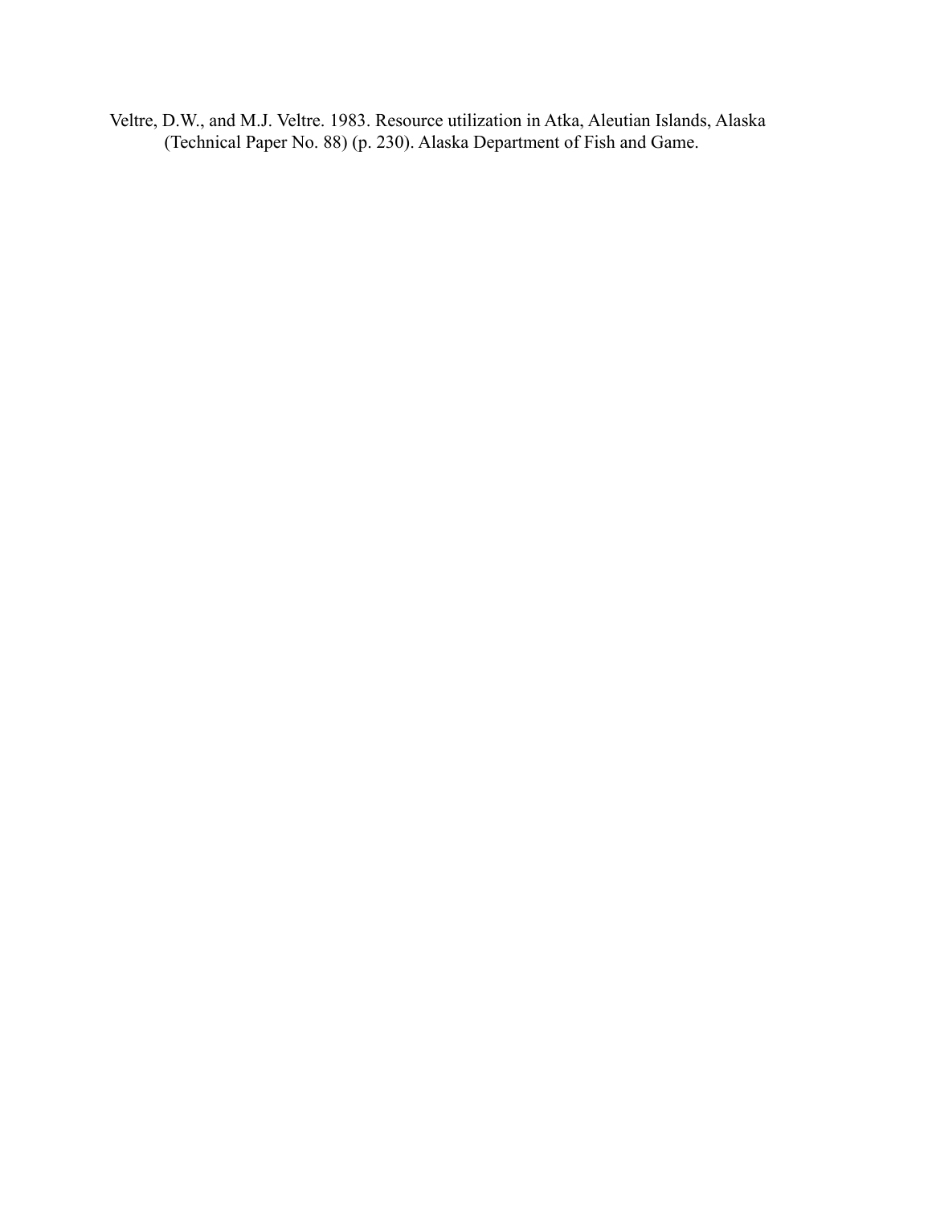Veltre, D.W., and M.J. Veltre. 1983. Resource utilization in Atka, Aleutian Islands, Alaska (Technical Paper No. 88) (p. 230). Alaska Department of Fish and Game.